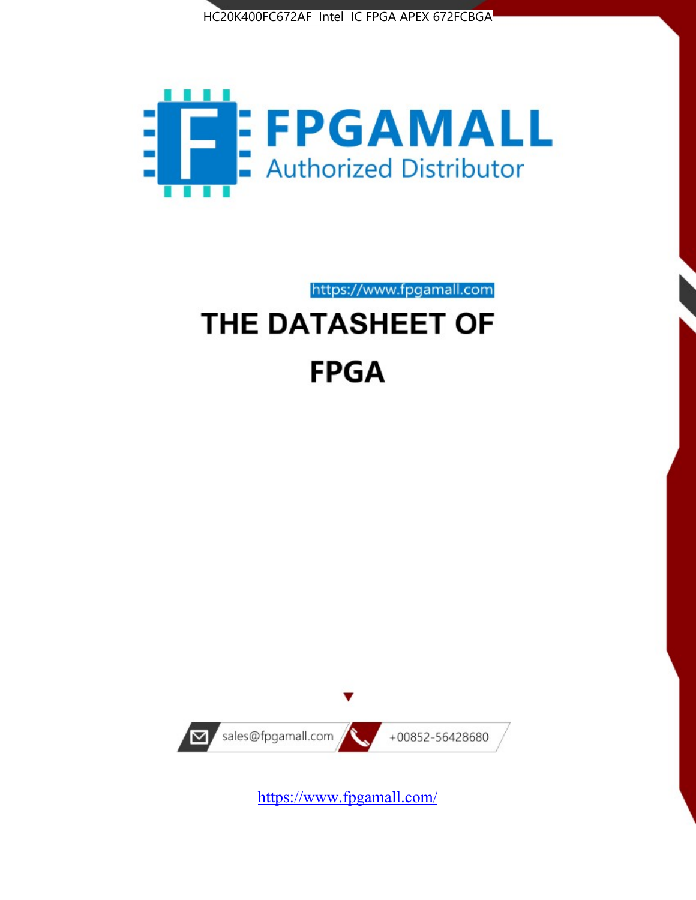HC20K400FC672AF Intel IC FPGA APEX 672FCBGA

FPGAMALL

Authorized Distributor

https://www.fpgamall.com

# THE DATASHEET OF

# FPGA

sales@fpgamall.com

+00852-56428680

https://www.fpgamall.com/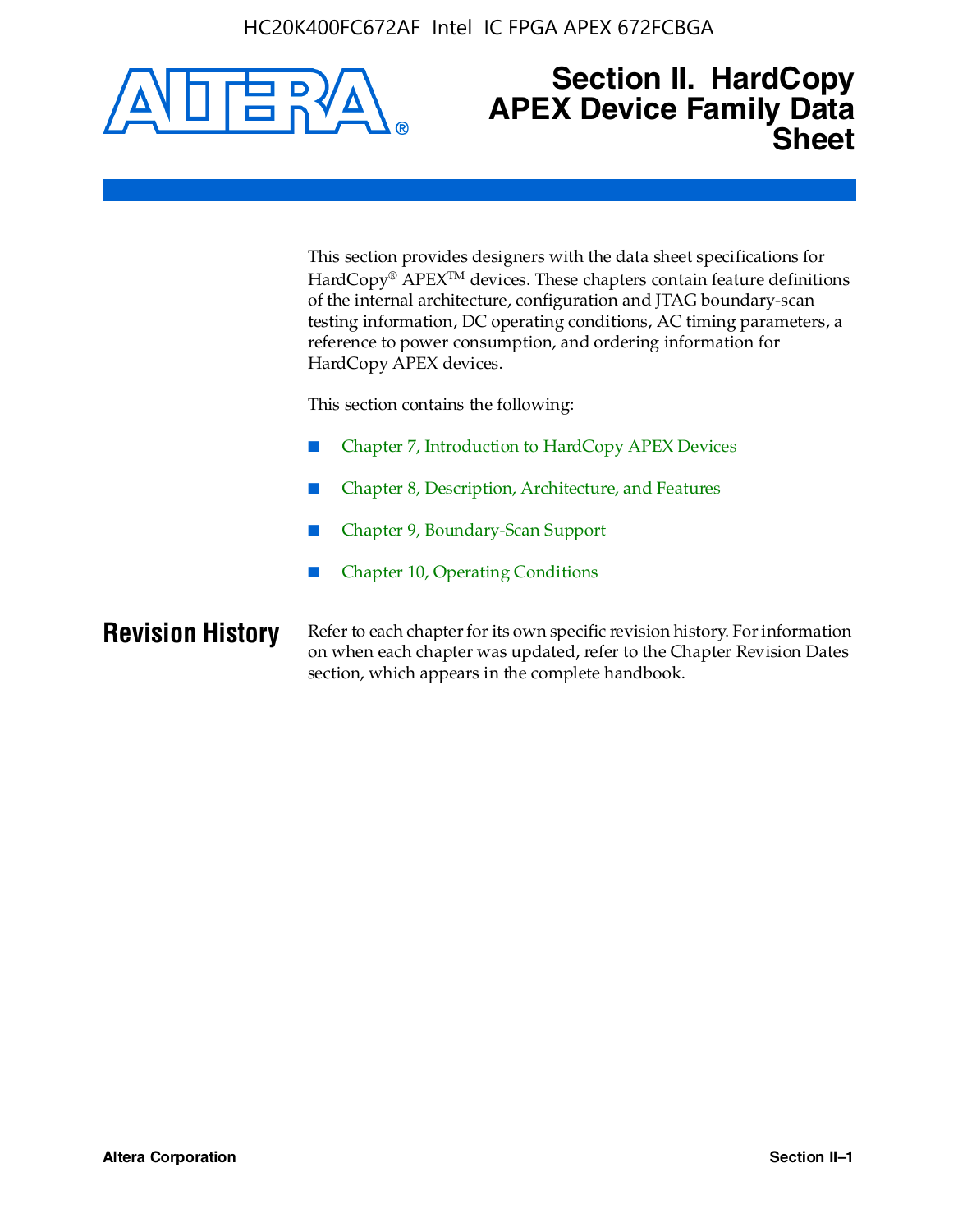# Section II. HardCopy APEX Device Family Data Sheet

This section provides designers with the data sheet specifications for HardCopy® APEX™ devices. These chapters contain feature definitions of the internal architecture, configuration and JTAG boundary-scan testing information, DC operating conditions, AC timing parameters, a reference to power consumption, and ordering information for HardCopy APEX devices.

This section contains the following:

- Chapter 7, Introduction to HardCopy APEX Devices
- Chapter 8, Description, Architecture, and Features
- Chapter 9, Boundary-Scan Support
- Chapter 10, Operating Conditions

## Revision History

Refer to each chapter for its own specific revision history. For information on when each chapter was updated, refer to the Chapter Revision Dates section, which appears in the complete handbook.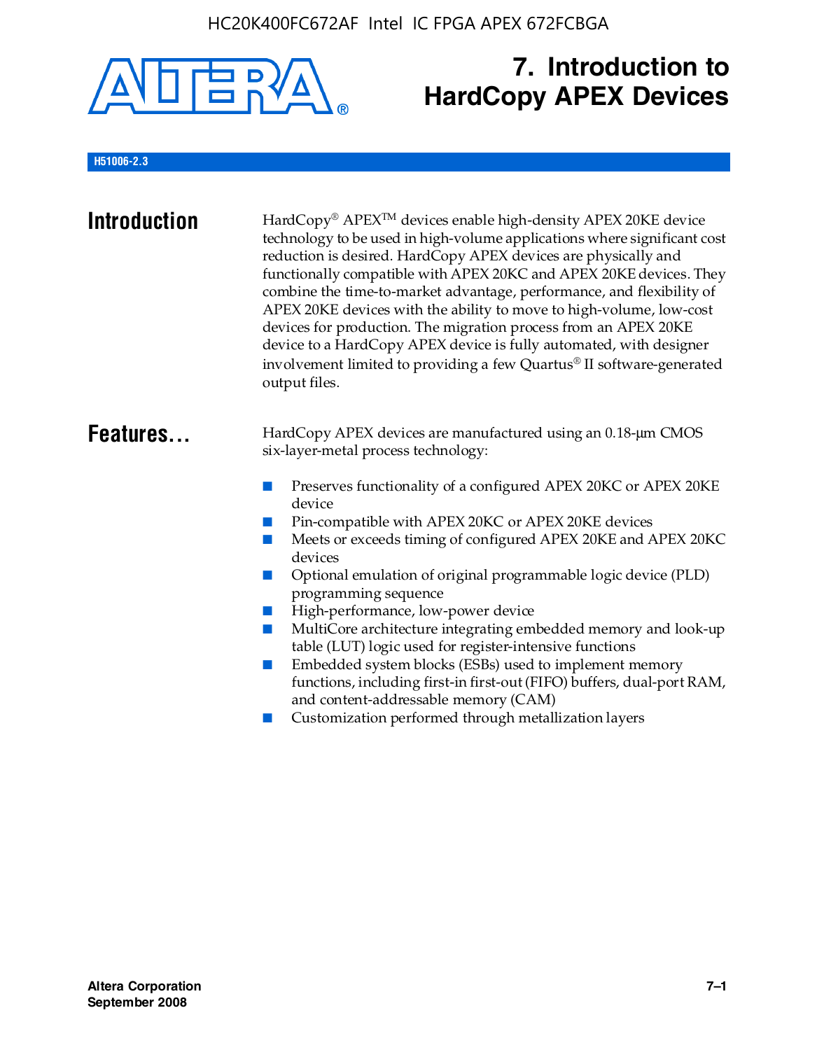# 7. Introduction to HardCopy APEX Devices

H51006-2.3

## Introduction

HardCopy® APEX™ devices enable high-density APEX 20KE device technology to be used in high-volume applications where significant cost reduction is desired. HardCopy APEX devices are physically and functionally compatible with APEX 20KC and APEX 20KE devices. They combine the time-to-market advantage, performance, and flexibility of APEX 20KE devices with the ability to move to high-volume, low-cost devices for production. The migration process from an APEX 20KE device to a HardCopy APEX device is fully automated, with designer involvement limited to providing a few Quartus® II software-generated output files.

## Features...

HardCopy APEX devices are manufactured using an 0.18-µm CMOS six-layer-metal process technology:

- Preserves functionality of a configured APEX 20KC or APEX 20KE device
- Pin-compatible with APEX 20KC or APEX 20KE devices
- Meets or exceeds timing of configured APEX 20KE and APEX 20KC devices
- Optional emulation of original programmable logic device (PLD) programming sequence
- High-performance, low-power device
- MultiCore architecture integrating embedded memory and look-up table (LUT) logic used for register-intensive functions
- Embedded system blocks (ESBs) used to implement memory functions, including first-in first-out (FIFO) buffers, dual-port RAM, and content-addressable memory (CAM)
- Customization performed through metallization layers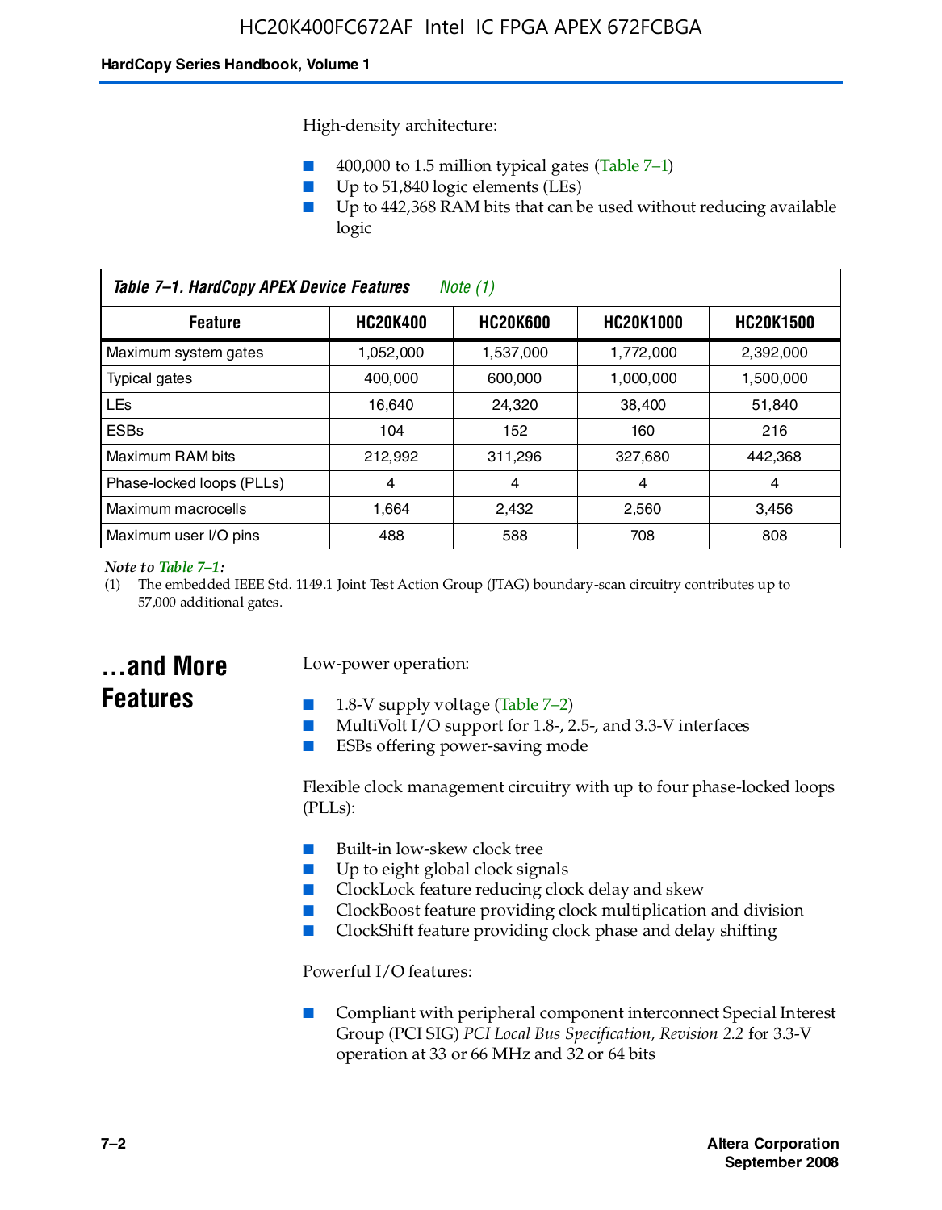High-density architecture:

- 400,000 to 1.5 million typical gates (Table 7–1)
- Up to 51,840 logic elements (LEs)
- Up to 442,368 RAM bits that can be used without reducing available logic

*Table 7–1. HardCopy APEX Device Features Note (1)*

| Feature | HC20K400 | HC20K600 | HC20K1000 | HC20K1500 |
|---|---|---|---|---|
| Maximum system gates | 1,052,000 | 1,537,000 | 1,772,000 | 2,392,000 |
| Typical gates | 400,000 | 600,000 | 1,000,000 | 1,500,000 |
| LEs | 16,640 | 24,320 | 38,400 | 51,840 |
| ESBs | 104 | 152 | 160 | 216 |
| Maximum RAM bits | 212,992 | 311,296 | 327,680 | 442,368 |
| Phase-locked loops (PLLs) | 4 | 4 | 4 | 4 |
| Maximum macrocells | 1,664 | 2,432 | 2,560 | 3,456 |
| Maximum user I/O pins | 488 | 588 | 708 | 808 |

*Note to Table 7–1:*

(1) The embedded IEEE Std. 1149.1 Joint Test Action Group (JTAG) boundary-scan circuitry contributes up to 57,000 additional gates.

## ...and More Features

Low-power operation:

- 1.8-V supply voltage (Table 7–2)
- MultiVolt I/O support for 1.8-, 2.5-, and 3.3-V interfaces
- ESBs offering power-saving mode

Flexible clock management circuitry with up to four phase-locked loops (PLLs):

- Built-in low-skew clock tree
- Up to eight global clock signals
- ClockLock feature reducing clock delay and skew
- ClockBoost feature providing clock multiplication and division
- ClockShift feature providing clock phase and delay shifting

Powerful I/O features:

- Compliant with peripheral component interconnect Special Interest Group (PCI SIG) *PCI Local Bus Specification, Revision 2.2* for 3.3-V operation at 33 or 66 MHz and 32 or 64 bits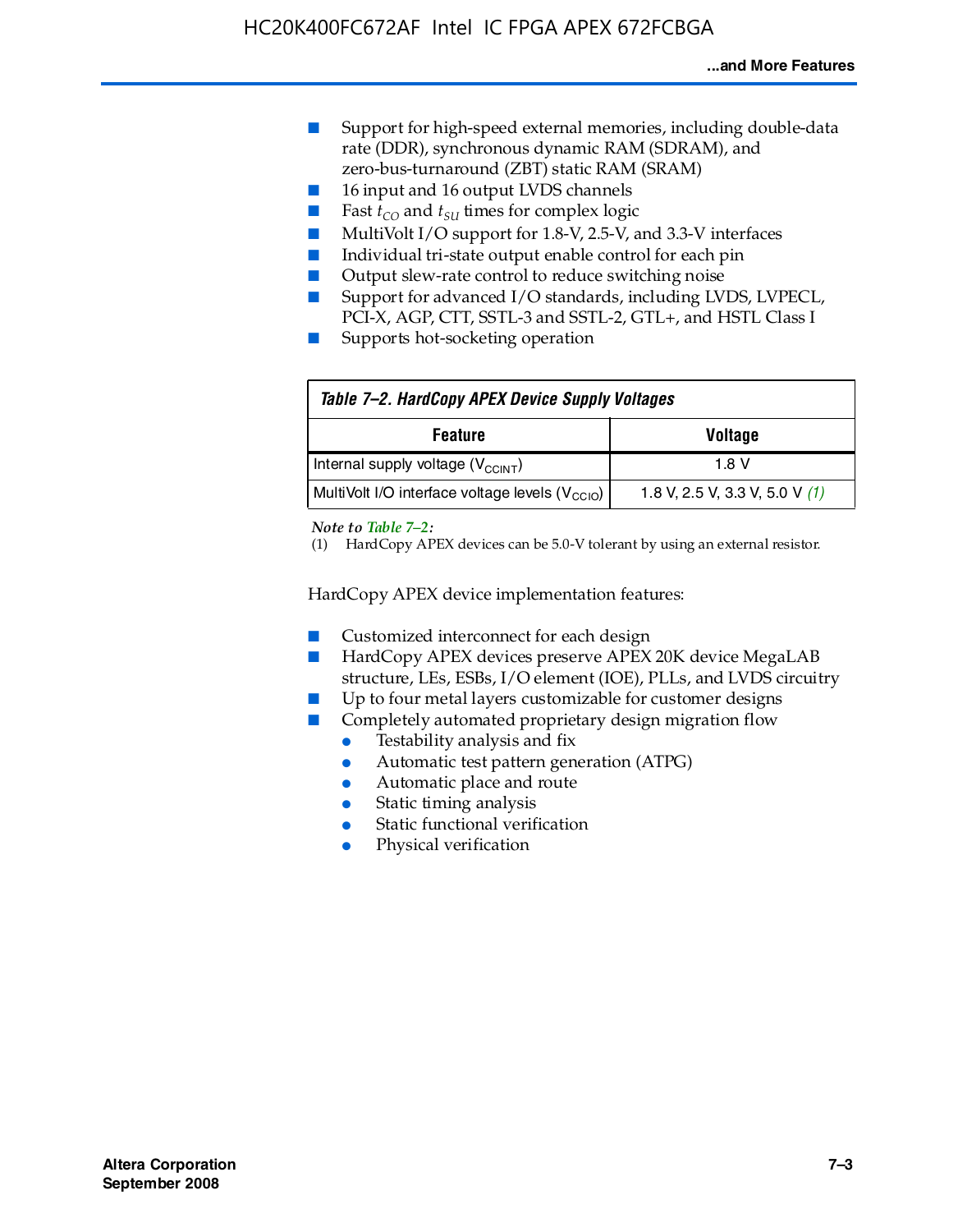- Support for high-speed external memories, including double-data rate (DDR), synchronous dynamic RAM (SDRAM), and zero-bus-turnaround (ZBT) static RAM (SRAM)
- 16 input and 16 output LVDS channels
- Fast $t_{CO}$ and $t_{SU}$ times for complex logic
- MultiVolt I/O support for 1.8-V, 2.5-V, and 3.3-V interfaces
- Individual tri-state output enable control for each pin
- Output slew-rate control to reduce switching noise
- Support for advanced I/O standards, including LVDS, LVPECL, PCI-X, AGP, CTT, SSTL-3 and SSTL-2, GTL+, and HSTL Class I
- Supports hot-socketing operation

**Table 7–2. HardCopy APEX Device Supply Voltages**

| Feature | Voltage |
|---|---|
| Internal supply voltage ($V_{CCINT}$) | 1.8 V |
| MultiVolt I/O interface voltage levels ($V_{CCIO}$) | 1.8 V, 2.5 V, 3.3 V, 5.0 V *(1)* |

*Note to Table 7–2:*

(1) HardCopy APEX devices can be 5.0-V tolerant by using an external resistor.

HardCopy APEX device implementation features:

- Customized interconnect for each design
- HardCopy APEX devices preserve APEX 20K device MegaLAB structure, LEs, ESBs, I/O element (IOE), PLLs, and LVDS circuitry
- Up to four metal layers customizable for customer designs
- Completely automated proprietary design migration flow
  - Testability analysis and fix
  - Automatic test pattern generation (ATPG)
  - Automatic place and route
  - Static timing analysis
  - Static functional verification
  - Physical verification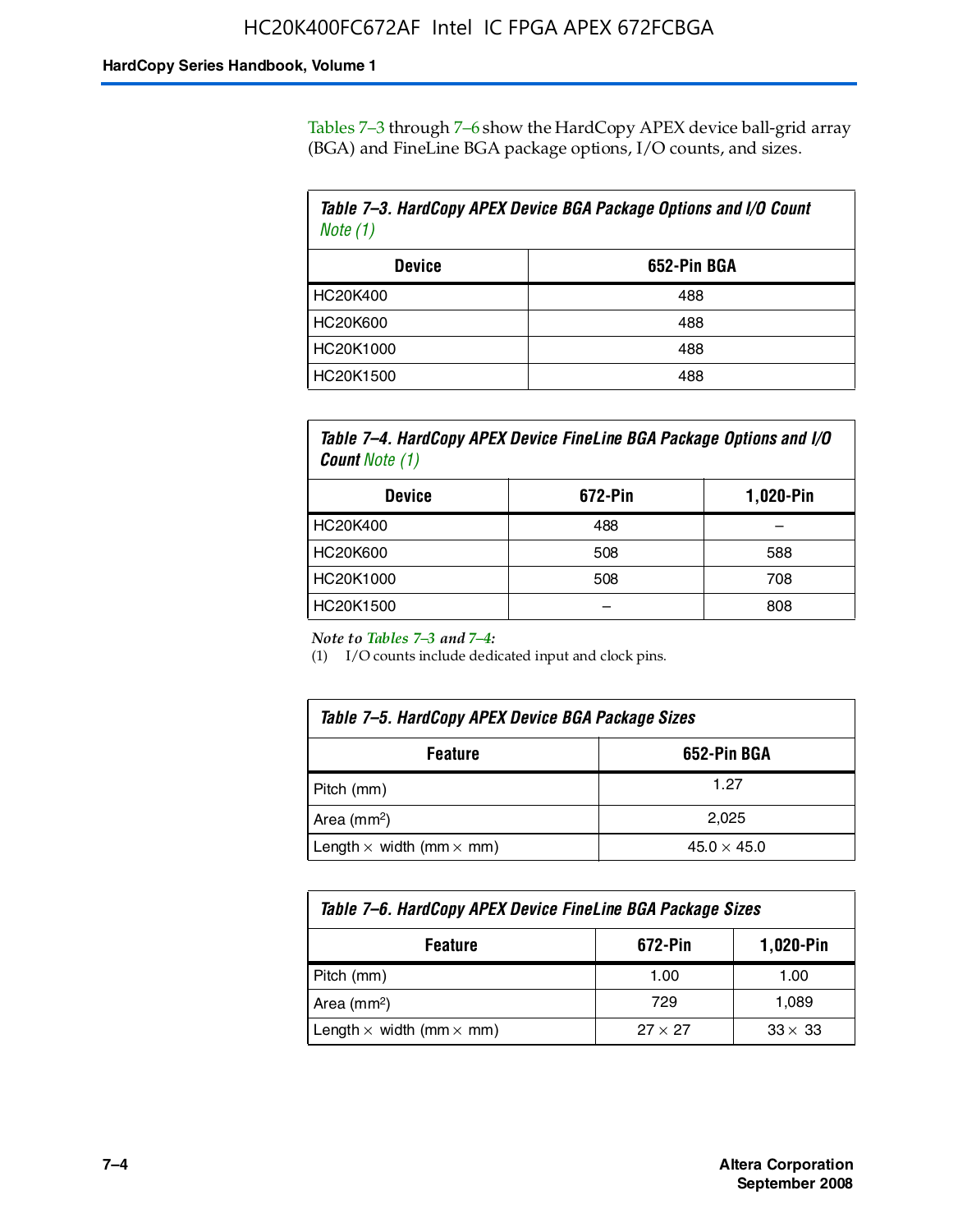Tables 7–3 through 7–6 show the HardCopy APEX device ball-grid array (BGA) and FineLine BGA package options, I/O counts, and sizes.

*Table 7–3. HardCopy APEX Device BGA Package Options and I/O Count Note (1)*

| Device | 652-Pin BGA |
|---|---|
| HC20K400 | 488 |
| HC20K600 | 488 |
| HC20K1000 | 488 |
| HC20K1500 | 488 |

*Table 7–4. HardCopy APEX Device FineLine BGA Package Options and I/O Count Note (1)*

| Device | 672-Pin | 1,020-Pin |
|---|---|---|
| HC20K400 | 488 | – |
| HC20K600 | 508 | 588 |
| HC20K1000 | 508 | 708 |
| HC20K1500 | – | 808 |

*Note to Tables 7–3 and 7–4:*

(1) I/O counts include dedicated input and clock pins.

*Table 7–5. HardCopy APEX Device BGA Package Sizes*

| Feature | 652-Pin BGA |
|---|---|
| Pitch (mm) | 1.27 |
| Area (mm$^2$) | 2,025 |
| Length × width (mm × mm) | 45.0 × 45.0 |

*Table 7–6. HardCopy APEX Device FineLine BGA Package Sizes*

| Feature | 672-Pin | 1,020-Pin |
|---|---|---|
| Pitch (mm) | 1.00 | 1.00 |
| Area (mm$^2$) | 729 | 1,089 |
| Length × width (mm × mm) | 27 × 27 | 33 × 33 |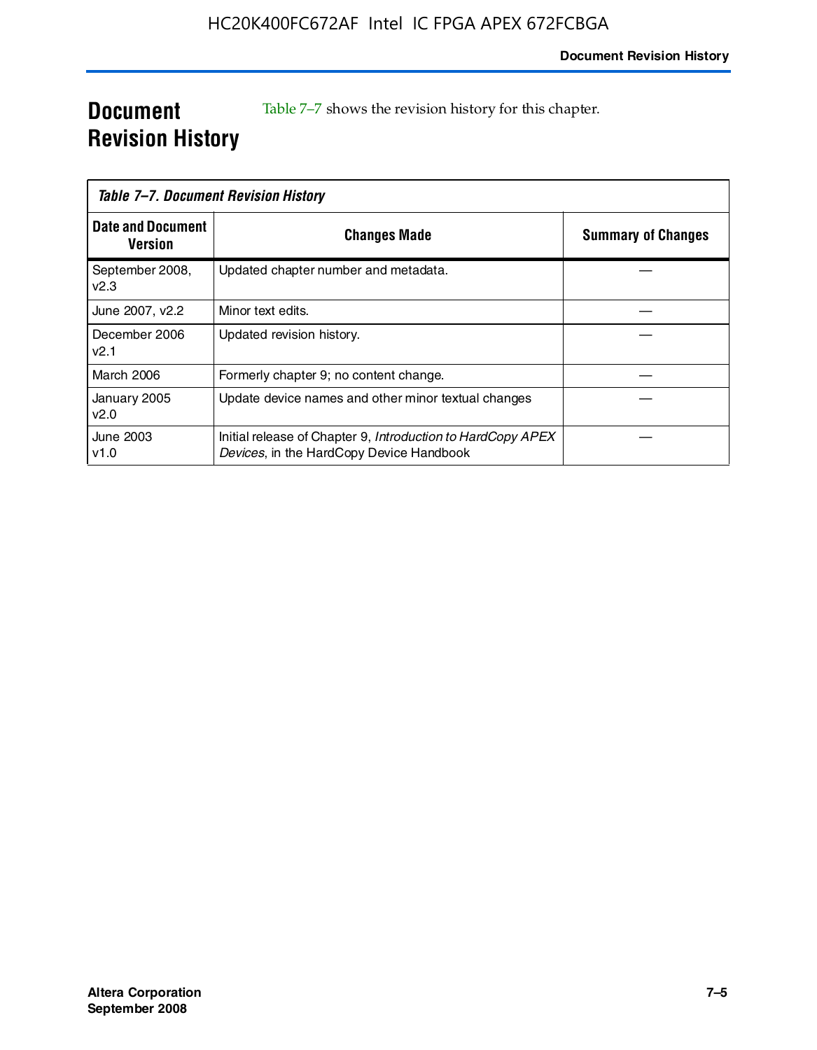## Document Revision History

Table 7–7 shows the revision history for this chapter.

*Table 7–7. Document Revision History*

| Date and Document Version | Changes Made | Summary of Changes |
|---|---|---|
| September 2008, v2.3 | Updated chapter number and metadata. | — |
| June 2007, v2.2 | Minor text edits. | — |
| December 2006 v2.1 | Updated revision history. | — |
| March 2006 | Formerly chapter 9; no content change. | — |
| January 2005 v2.0 | Update device names and other minor textual changes | — |
| June 2003 v1.0 | Initial release of Chapter 9, *Introduction to HardCopy APEX Devices*, in the HardCopy Device Handbook | — |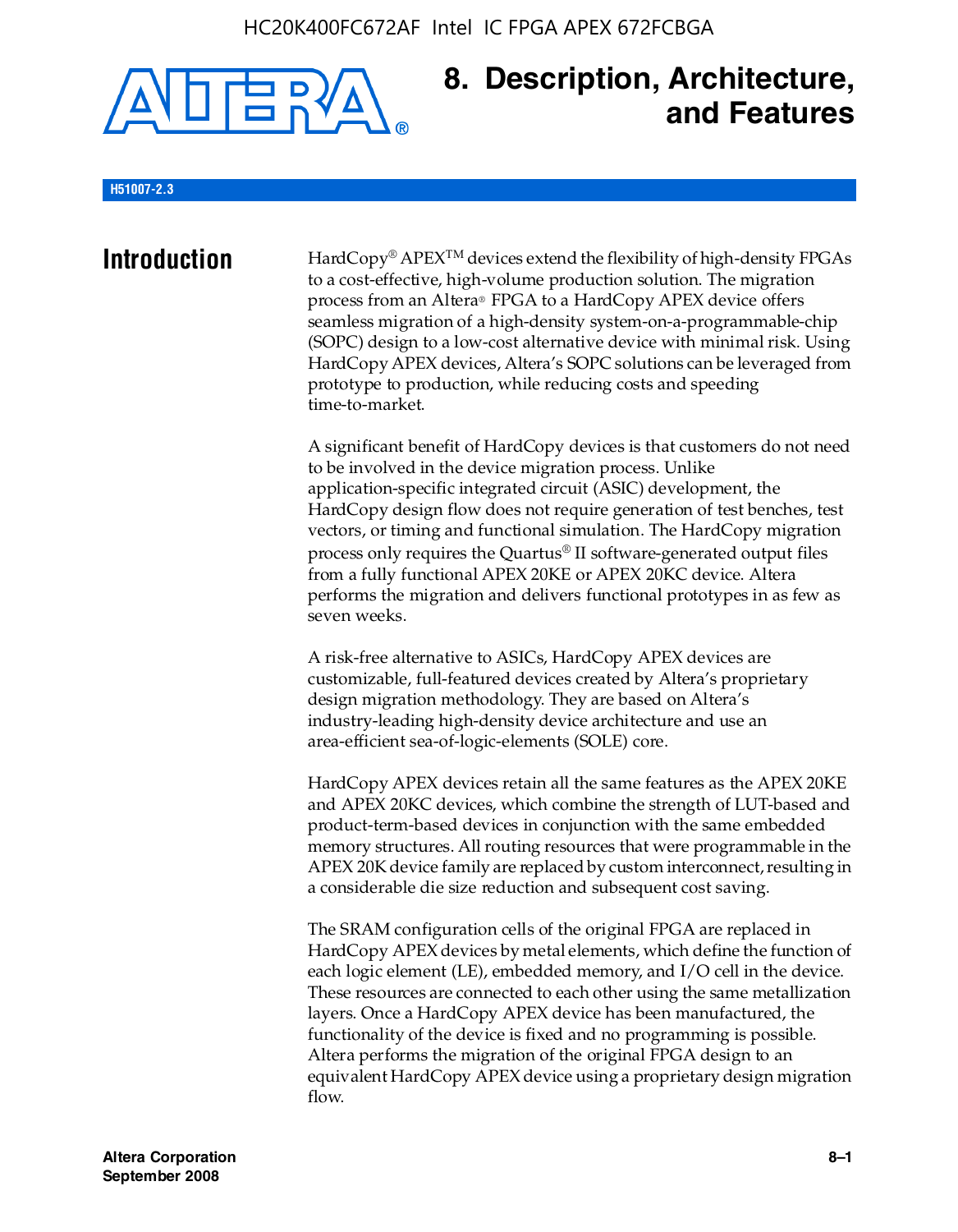# 8. Description, Architecture, and Features

H51007-2.3

## Introduction

HardCopy® APEX™ devices extend the flexibility of high-density FPGAs to a cost-effective, high-volume production solution. The migration process from an Altera® FPGA to a HardCopy APEX device offers seamless migration of a high-density system-on-a-programmable-chip (SOPC) design to a low-cost alternative device with minimal risk. Using HardCopy APEX devices, Altera's SOPC solutions can be leveraged from prototype to production, while reducing costs and speeding time-to-market.

A significant benefit of HardCopy devices is that customers do not need to be involved in the device migration process. Unlike application-specific integrated circuit (ASIC) development, the HardCopy design flow does not require generation of test benches, test vectors, or timing and functional simulation. The HardCopy migration process only requires the Quartus® II software-generated output files from a fully functional APEX 20KE or APEX 20KC device. Altera performs the migration and delivers functional prototypes in as few as seven weeks.

A risk-free alternative to ASICs, HardCopy APEX devices are customizable, full-featured devices created by Altera's proprietary design migration methodology. They are based on Altera's industry-leading high-density device architecture and use an area-efficient sea-of-logic-elements (SOLE) core.

HardCopy APEX devices retain all the same features as the APEX 20KE and APEX 20KC devices, which combine the strength of LUT-based and product-term-based devices in conjunction with the same embedded memory structures. All routing resources that were programmable in the APEX 20K device family are replaced by custom interconnect, resulting in a considerable die size reduction and subsequent cost saving.

The SRAM configuration cells of the original FPGA are replaced in HardCopy APEX devices by metal elements, which define the function of each logic element (LE), embedded memory, and I/O cell in the device. These resources are connected to each other using the same metallization layers. Once a HardCopy APEX device has been manufactured, the functionality of the device is fixed and no programming is possible. Altera performs the migration of the original FPGA design to an equivalent HardCopy APEX device using a proprietary design migration flow.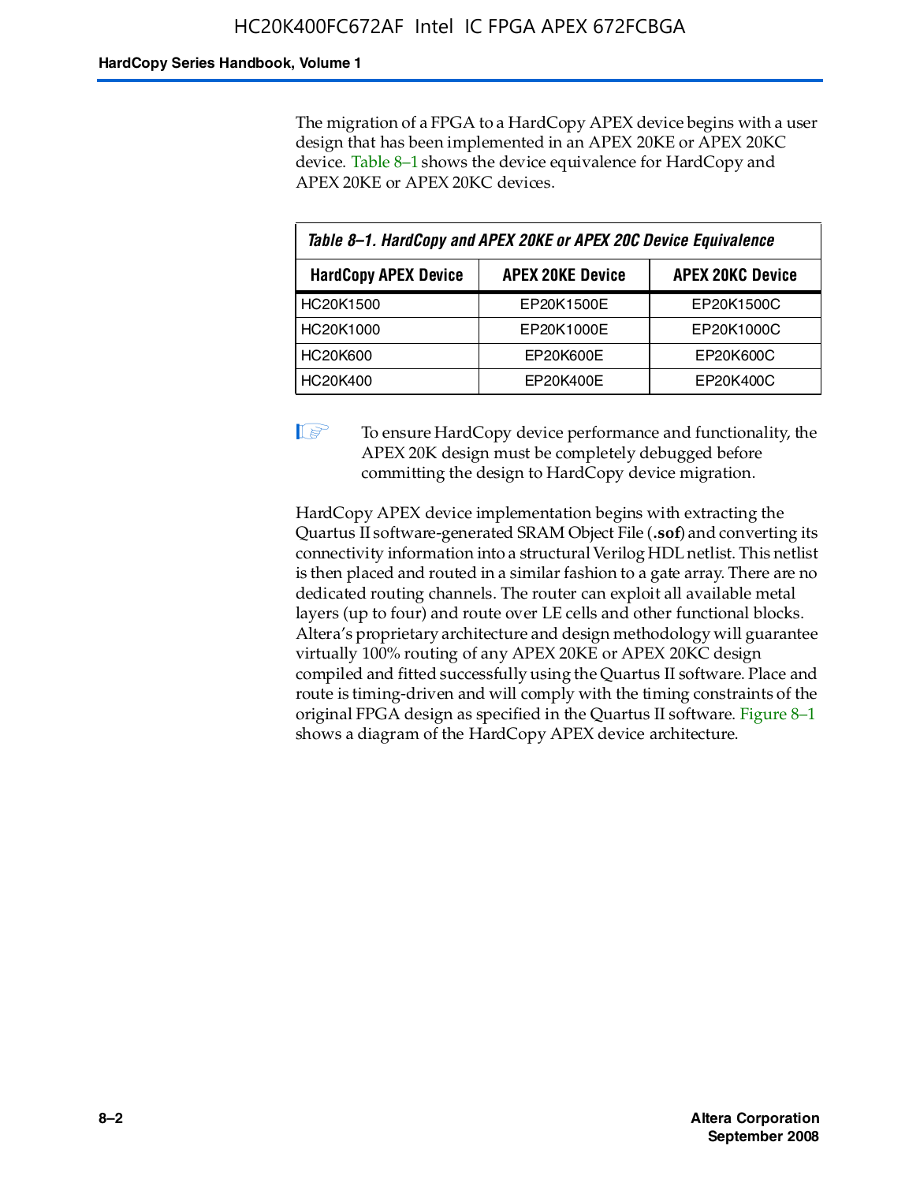The migration of a FPGA to a HardCopy APEX device begins with a user design that has been implemented in an APEX 20KE or APEX 20KC device. Table 8–1 shows the device equivalence for HardCopy and APEX 20KE or APEX 20KC devices.

*Table 8–1. HardCopy and APEX 20KE or APEX 20C Device Equivalence*

| HardCopy APEX Device | APEX 20KE Device | APEX 20KC Device |
|---|---|---|
| HC20K1500 | EP20K1500E | EP20K1500C |
| HC20K1000 | EP20K1000E | EP20K1000C |
| HC20K600 | EP20K600E | EP20K600C |
| HC20K400 | EP20K400E | EP20K400C |

To ensure HardCopy device performance and functionality, the APEX 20K design must be completely debugged before committing the design to HardCopy device migration.

HardCopy APEX device implementation begins with extracting the Quartus II software-generated SRAM Object File (**.sof**) and converting its connectivity information into a structural Verilog HDL netlist. This netlist is then placed and routed in a similar fashion to a gate array. There are no dedicated routing channels. The router can exploit all available metal layers (up to four) and route over LE cells and other functional blocks. Altera's proprietary architecture and design methodology will guarantee virtually 100% routing of any APEX 20KE or APEX 20KC design compiled and fitted successfully using the Quartus II software. Place and route is timing-driven and will comply with the timing constraints of the original FPGA design as specified in the Quartus II software. Figure 8–1 shows a diagram of the HardCopy APEX device architecture.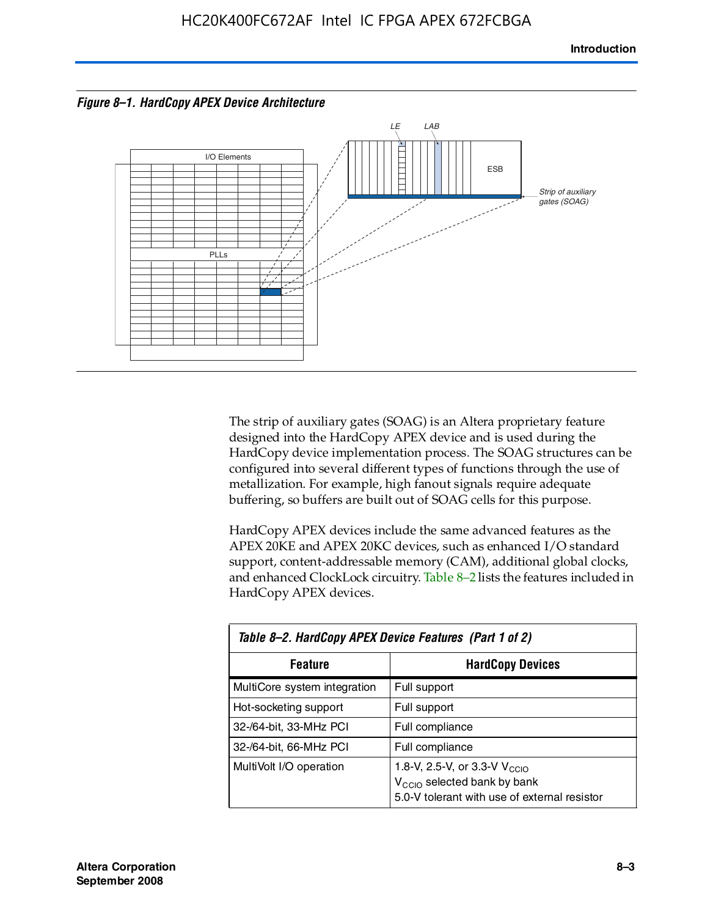*Figure 8–1. HardCopy APEX Device Architecture*

I/O Elements

PLLs

LE

LAB

ESB

Strip of auxiliary gates (SOAG)

The strip of auxiliary gates (SOAG) is an Altera proprietary feature designed into the HardCopy APEX device and is used during the HardCopy device implementation process. The SOAG structures can be configured into several different types of functions through the use of metallization. For example, high fanout signals require adequate buffering, so buffers are built out of SOAG cells for this purpose.

HardCopy APEX devices include the same advanced features as the APEX 20KE and APEX 20KC devices, such as enhanced I/O standard support, content-addressable memory (CAM), additional global clocks, and enhanced ClockLock circuitry. Table 8–2 lists the features included in HardCopy APEX devices.

*Table 8–2. HardCopy APEX Device Features (Part 1 of 2)*

| Feature | HardCopy Devices |
|---|---|
| MultiCore system integration | Full support |
| Hot-socketing support | Full support |
| 32-/64-bit, 33-MHz PCI | Full compliance |
| 32-/64-bit, 66-MHz PCI | Full compliance |
| MultiVolt I/O operation | 1.8-V, 2.5-V, or 3.3-V $V_{CCIO}$<br>$V_{CCIO}$ selected bank by bank<br>5.0-V tolerant with use of external resistor |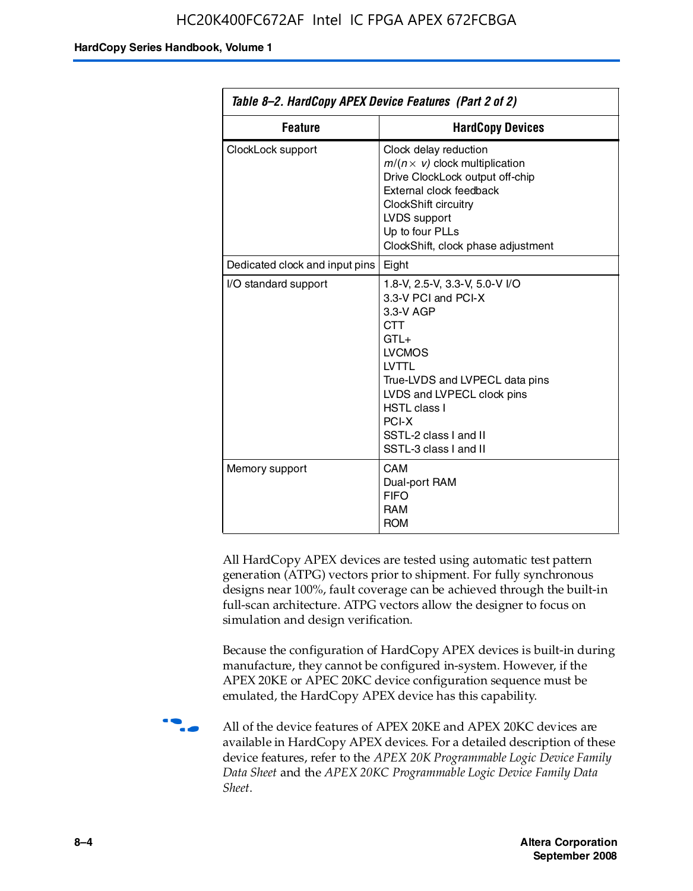**Table 8–2. HardCopy APEX Device Features (Part 2 of 2)**

| Feature | HardCopy Devices |
|---|---|
| ClockLock support | Clock delay reduction<br>$m/(n \times v)$ clock multiplication<br>Drive ClockLock output off-chip<br>External clock feedback<br>ClockShift circuitry<br>LVDS support<br>Up to four PLLs<br>ClockShift, clock phase adjustment |
| Dedicated clock and input pins | Eight |
| I/O standard support | 1.8-V, 2.5-V, 3.3-V, 5.0-V I/O<br>3.3-V PCI and PCI-X<br>3.3-V AGP<br>CTT<br>GTL+<br>LVCMOS<br>LVTTL<br>True-LVDS and LVPECL data pins<br>LVDS and LVPECL clock pins<br>HSTL class I<br>PCI-X<br>SSTL-2 class I and II<br>SSTL-3 class I and II |
| Memory support | CAM<br>Dual-port RAM<br>FIFO<br>RAM<br>ROM |

All HardCopy APEX devices are tested using automatic test pattern generation (ATPG) vectors prior to shipment. For fully synchronous designs near 100%, fault coverage can be achieved through the built-in full-scan architecture. ATPG vectors allow the designer to focus on simulation and design verification.

Because the configuration of HardCopy APEX devices is built-in during manufacture, they cannot be configured in-system. However, if the APEX 20KE or APEC 20KC device configuration sequence must be emulated, the HardCopy APEX device has this capability.

All of the device features of APEX 20KE and APEX 20KC devices are available in HardCopy APEX devices. For a detailed description of these device features, refer to the *APEX 20K Programmable Logic Device Family Data Sheet* and the *APEX 20KC Programmable Logic Device Family Data Sheet*.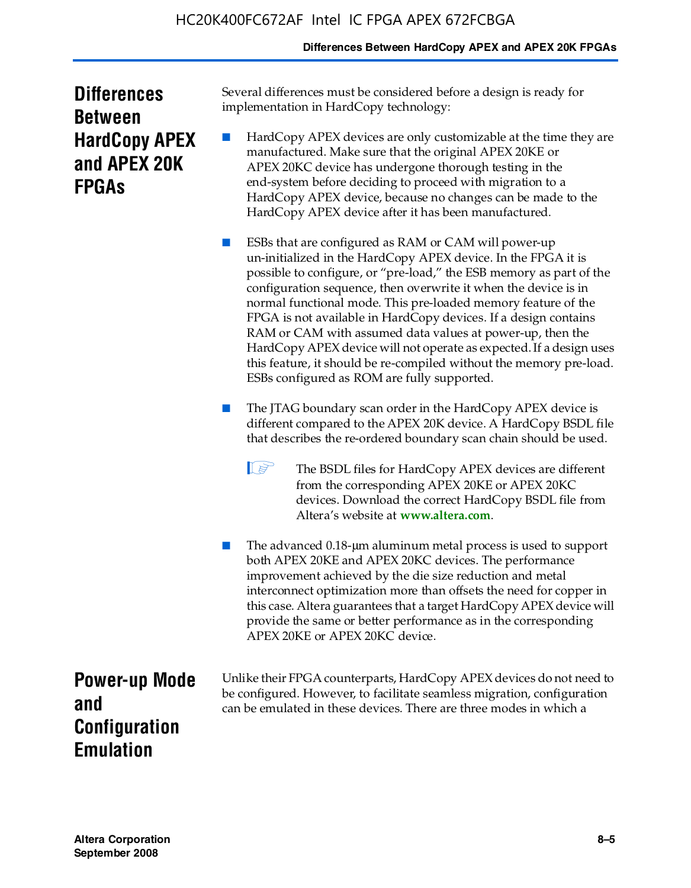## Differences Between HardCopy APEX and APEX 20K FPGAs

Several differences must be considered before a design is ready for implementation in HardCopy technology:

- HardCopy APEX devices are only customizable at the time they are manufactured. Make sure that the original APEX 20KE or APEX 20KC device has undergone thorough testing in the end-system before deciding to proceed with migration to a HardCopy APEX device, because no changes can be made to the HardCopy APEX device after it has been manufactured.
- ESBs that are configured as RAM or CAM will power-up un-initialized in the HardCopy APEX device. In the FPGA it is possible to configure, or "pre-load," the ESB memory as part of the configuration sequence, then overwrite it when the device is in normal functional mode. This pre-loaded memory feature of the FPGA is not available in HardCopy devices. If a design contains RAM or CAM with assumed data values at power-up, then the HardCopy APEX device will not operate as expected. If a design uses this feature, it should be re-compiled without the memory pre-load. ESBs configured as ROM are fully supported.
- The JTAG boundary scan order in the HardCopy APEX device is different compared to the APEX 20K device. A HardCopy BSDL file that describes the re-ordered boundary scan chain should be used.

  > The BSDL files for HardCopy APEX devices are different from the corresponding APEX 20KE or APEX 20KC devices. Download the correct HardCopy BSDL file from Altera's website at **www.altera.com**.

- The advanced 0.18-μm aluminum metal process is used to support both APEX 20KE and APEX 20KC devices. The performance improvement achieved by the die size reduction and metal interconnect optimization more than offsets the need for copper in this case. Altera guarantees that a target HardCopy APEX device will provide the same or better performance as in the corresponding APEX 20KE or APEX 20KC device.

## Power-up Mode and Configuration Emulation

Unlike their FPGA counterparts, HardCopy APEX devices do not need to be configured. However, to facilitate seamless migration, configuration can be emulated in these devices. There are three modes in which a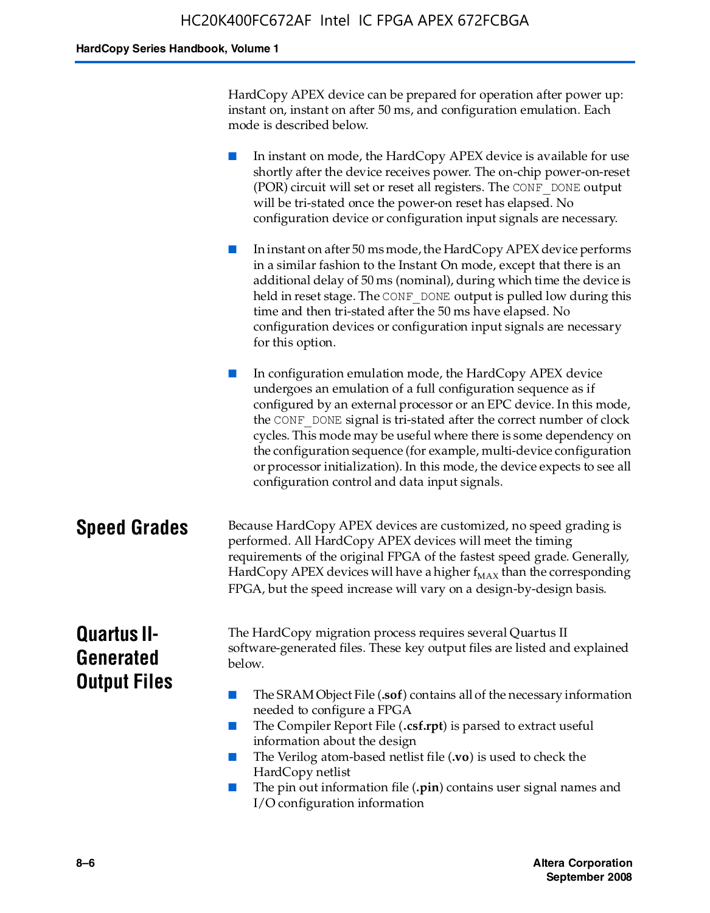HardCopy APEX device can be prepared for operation after power up: instant on, instant on after 50 ms, and configuration emulation. Each mode is described below.

- In instant on mode, the HardCopy APEX device is available for use shortly after the device receives power. The on-chip power-on-reset (POR) circuit will set or reset all registers. The CONF_DONE output will be tri-stated once the power-on reset has elapsed. No configuration device or configuration input signals are necessary.

- In instant on after 50 ms mode, the HardCopy APEX device performs in a similar fashion to the Instant On mode, except that there is an additional delay of 50 ms (nominal), during which time the device is held in reset stage. The CONF_DONE output is pulled low during this time and then tri-stated after the 50 ms have elapsed. No configuration devices or configuration input signals are necessary for this option.

- In configuration emulation mode, the HardCopy APEX device undergoes an emulation of a full configuration sequence as if configured by an external processor or an EPC device. In this mode, the CONF_DONE signal is tri-stated after the correct number of clock cycles. This mode may be useful where there is some dependency on the configuration sequence (for example, multi-device configuration or processor initialization). In this mode, the device expects to see all configuration control and data input signals.

## Speed Grades

Because HardCopy APEX devices are customized, no speed grading is performed. All HardCopy APEX devices will meet the timing requirements of the original FPGA of the fastest speed grade. Generally, HardCopy APEX devices will have a higher $f_{MAX}$ than the corresponding FPGA, but the speed increase will vary on a design-by-design basis.

## Quartus II-Generated Output Files

The HardCopy migration process requires several Quartus II software-generated files. These key output files are listed and explained below.

- The SRAM Object File (**.sof**) contains all of the necessary information needed to configure a FPGA
- The Compiler Report File (**.csf.rpt**) is parsed to extract useful information about the design
- The Verilog atom-based netlist file (**.vo**) is used to check the HardCopy netlist
- The pin out information file (**.pin**) contains user signal names and I/O configuration information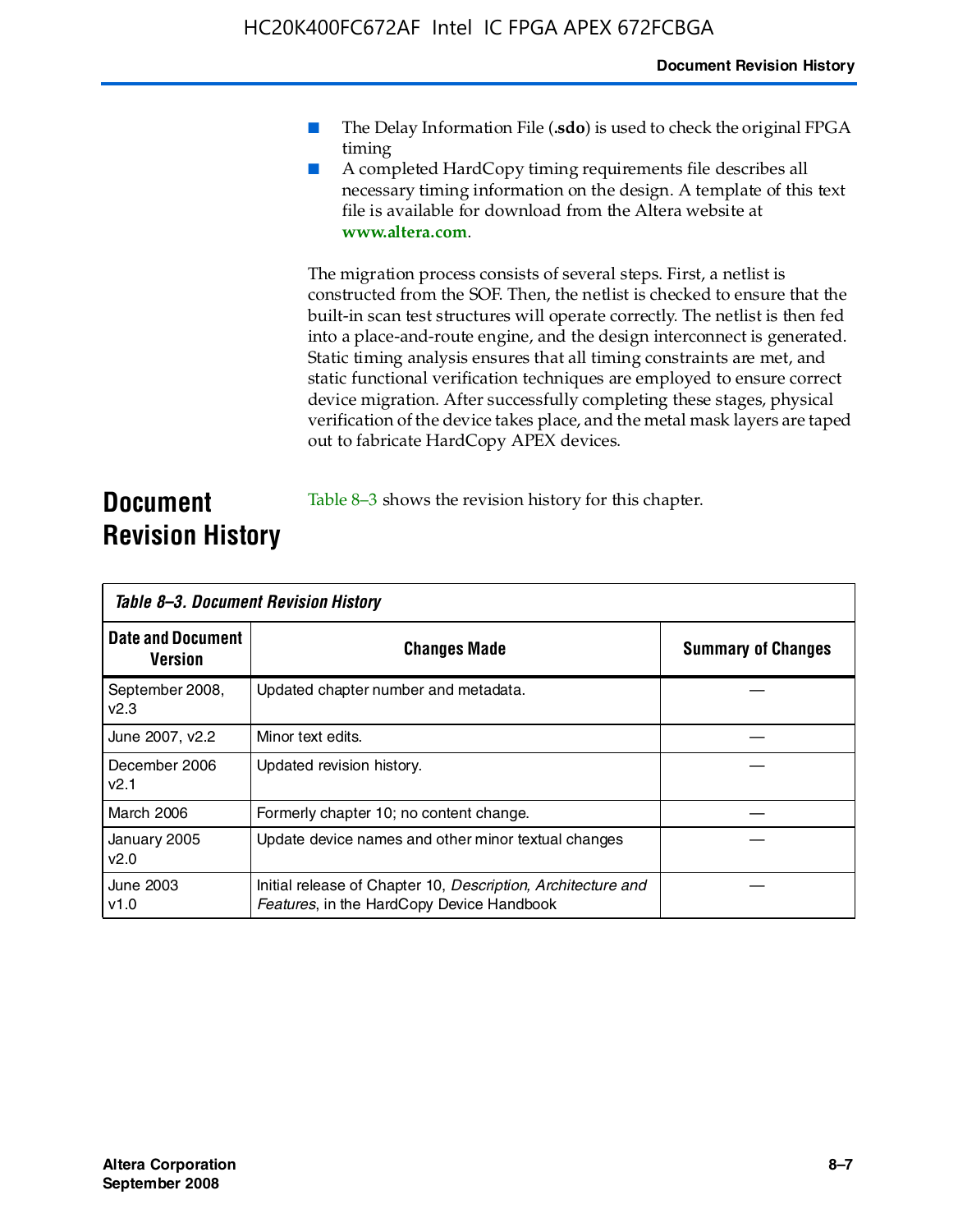- The Delay Information File (**.sdo**) is used to check the original FPGA timing
- A completed HardCopy timing requirements file describes all necessary timing information on the design. A template of this text file is available for download from the Altera website at **www.altera.com**.

The migration process consists of several steps. First, a netlist is constructed from the SOF. Then, the netlist is checked to ensure that the built-in scan test structures will operate correctly. The netlist is then fed into a place-and-route engine, and the design interconnect is generated. Static timing analysis ensures that all timing constraints are met, and static functional verification techniques are employed to ensure correct device migration. After successfully completing these stages, physical verification of the device takes place, and the metal mask layers are taped out to fabricate HardCopy APEX devices.

## Document Revision History

Table 8–3 shows the revision history for this chapter.

*Table 8–3. Document Revision History*

| Date and Document Version | Changes Made | Summary of Changes |
|---|---|---|
| September 2008, v2.3 | Updated chapter number and metadata. | — |
| June 2007, v2.2 | Minor text edits. | — |
| December 2006 v2.1 | Updated revision history. | — |
| March 2006 | Formerly chapter 10; no content change. | — |
| January 2005 v2.0 | Update device names and other minor textual changes | — |
| June 2003 v1.0 | Initial release of Chapter 10, *Description, Architecture and Features*, in the HardCopy Device Handbook | — |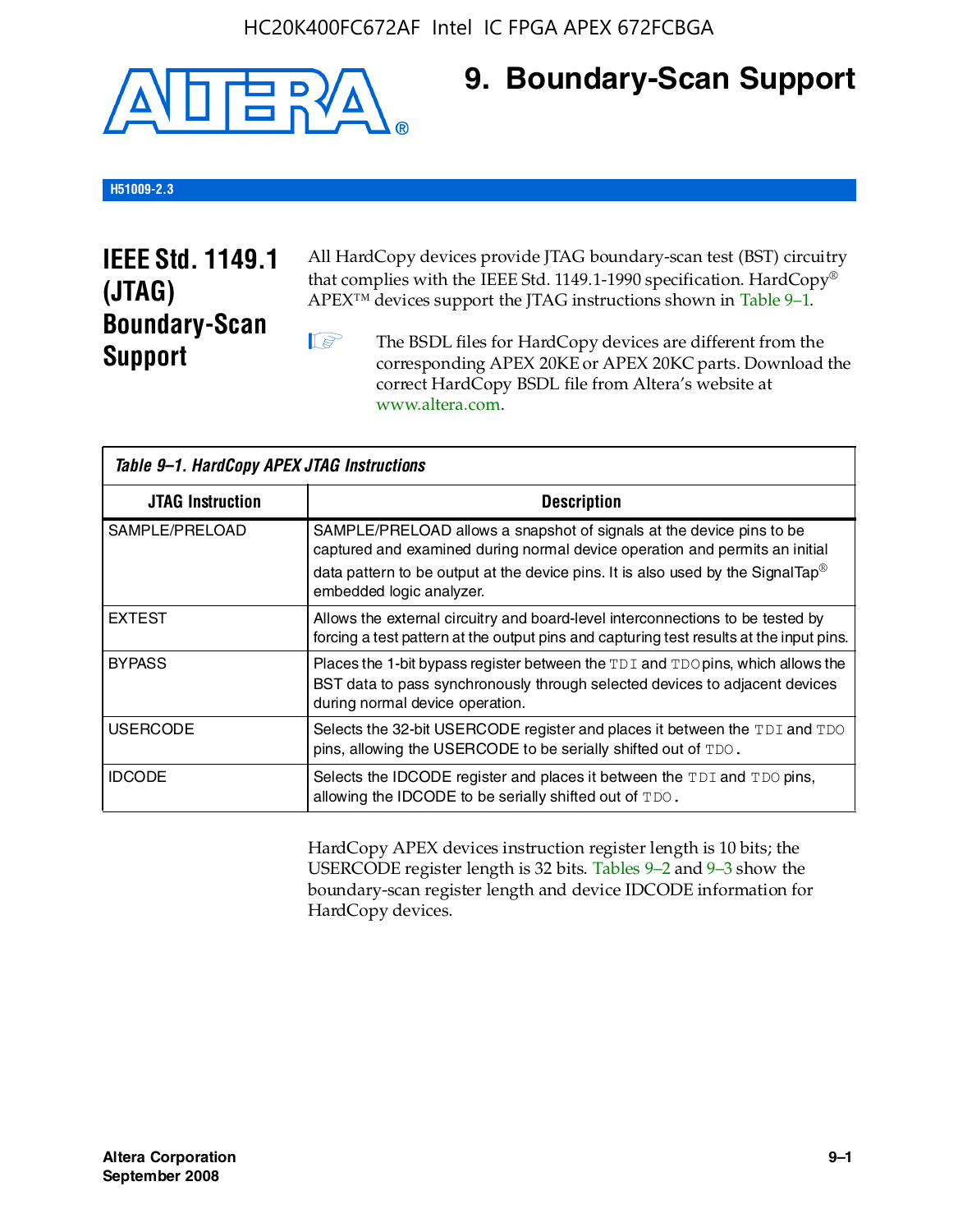# 9. Boundary-Scan Support

**H51009-2.3**

## IEEE Std. 1149.1 (JTAG) Boundary-Scan Support

All HardCopy devices provide JTAG boundary-scan test (BST) circuitry that complies with the IEEE Std. 1149.1-1990 specification. HardCopy® APEX™ devices support the JTAG instructions shown in Table 9–1.

> The BSDL files for HardCopy devices are different from the corresponding APEX 20KE or APEX 20KC parts. Download the correct HardCopy BSDL file from Altera's website at www.altera.com.

*Table 9–1. HardCopy APEX JTAG Instructions*

| JTAG Instruction | Description |
|---|---|
| SAMPLE/PRELOAD | SAMPLE/PRELOAD allows a snapshot of signals at the device pins to be captured and examined during normal device operation and permits an initial data pattern to be output at the device pins. It is also used by the SignalTap® embedded logic analyzer. |
| EXTEST | Allows the external circuitry and board-level interconnections to be tested by forcing a test pattern at the output pins and capturing test results at the input pins. |
| BYPASS | Places the 1-bit bypass register between the TDI and TDO pins, which allows the BST data to pass synchronously through selected devices to adjacent devices during normal device operation. |
| USERCODE | Selects the 32-bit USERCODE register and places it between the TDI and TDO pins, allowing the USERCODE to be serially shifted out of TDO. |
| IDCODE | Selects the IDCODE register and places it between the TDI and TDO pins, allowing the IDCODE to be serially shifted out of TDO. |

HardCopy APEX devices instruction register length is 10 bits; the USERCODE register length is 32 bits. Tables 9–2 and 9–3 show the boundary-scan register length and device IDCODE information for HardCopy devices.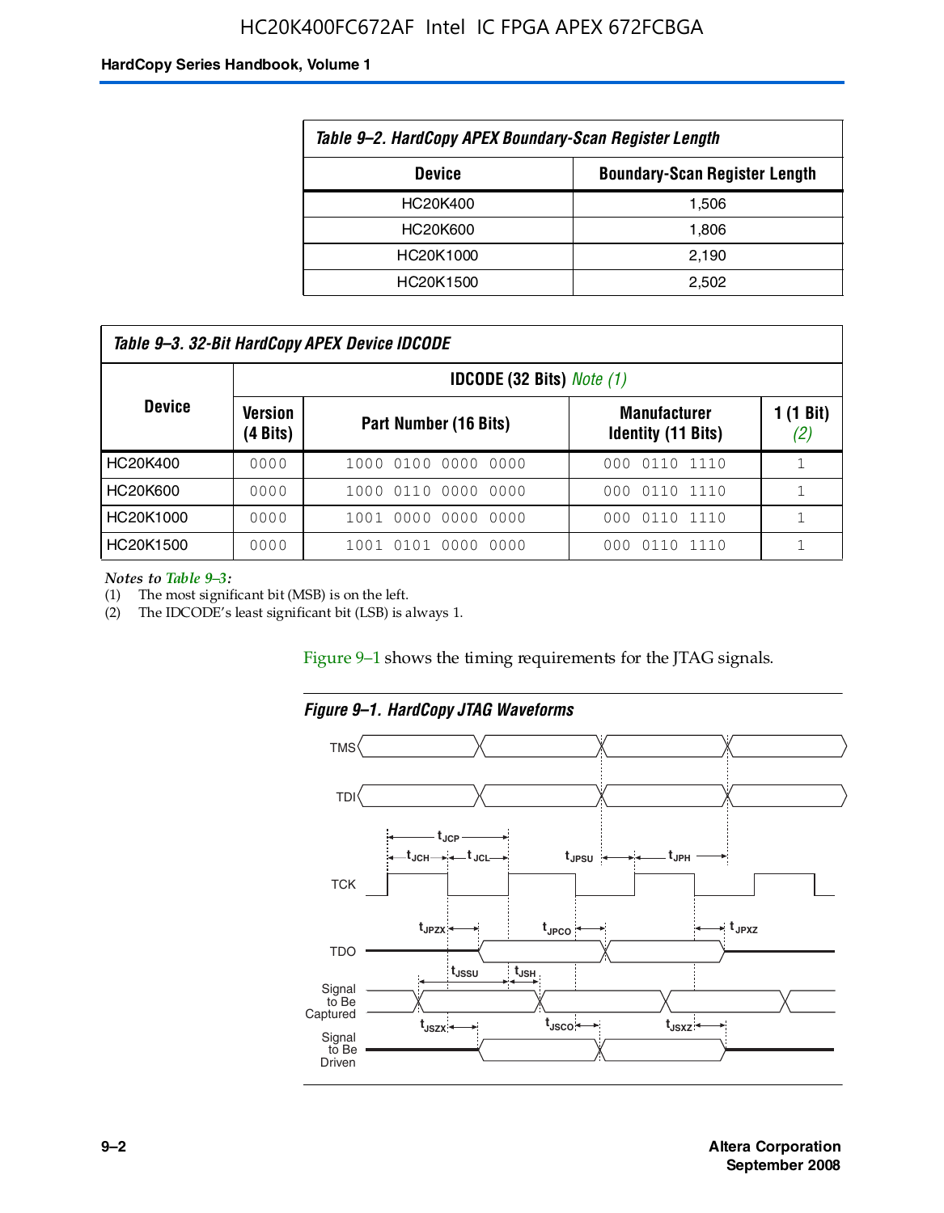HC20K400FC672AF Intel IC FPGA APEX 672FCBGA

*Table 9–2. HardCopy APEX Boundary-Scan Register Length*

| Device | Boundary-Scan Register Length |
|---|---|
| HC20K400 | 1,506 |
| HC20K600 | 1,806 |
| HC20K1000 | 2,190 |
| HC20K1500 | 2,502 |

*Table 9–3. 32-Bit HardCopy APEX Device IDCODE*

| Device | IDCODE (32 Bits) *Note (1)* | | | |
|---|---|---|---|---|
| | Version (4 Bits) | Part Number (16 Bits) | Manufacturer Identity (11 Bits) | 1 (1 Bit) *(2)* |
| HC20K400 | 0000 | 1000 0100 0000 0000 | 000 0110 1110 | 1 |
| HC20K600 | 0000 | 1000 0110 0000 0000 | 000 0110 1110 | 1 |
| HC20K1000 | 0000 | 1001 0000 0000 0000 | 000 0110 1110 | 1 |
| HC20K1500 | 0000 | 1001 0101 0000 0000 | 000 0110 1110 | 1 |

*Notes to Table 9–3:*
(1) The most significant bit (MSB) is on the left.
(2) The IDCODE's least significant bit (LSB) is always 1.

Figure 9–1 shows the timing requirements for the JTAG signals.

*Figure 9–1. HardCopy JTAG Waveforms*

TMS
TDI
TCK
TDO
Signal to Be Captured
Signal to Be Driven
$t_{JCP}$
$t_{JCH}$
$t_{JCL}$
$t_{JPSU}$
$t_{JPH}$
$t_{JPZX}$
$t_{JPCO}$
$t_{JPXZ}$
$t_{JSSU}$
$t_{JSH}$
$t_{JSZX}$
$t_{JSCO}$
$t_{JSXZ}$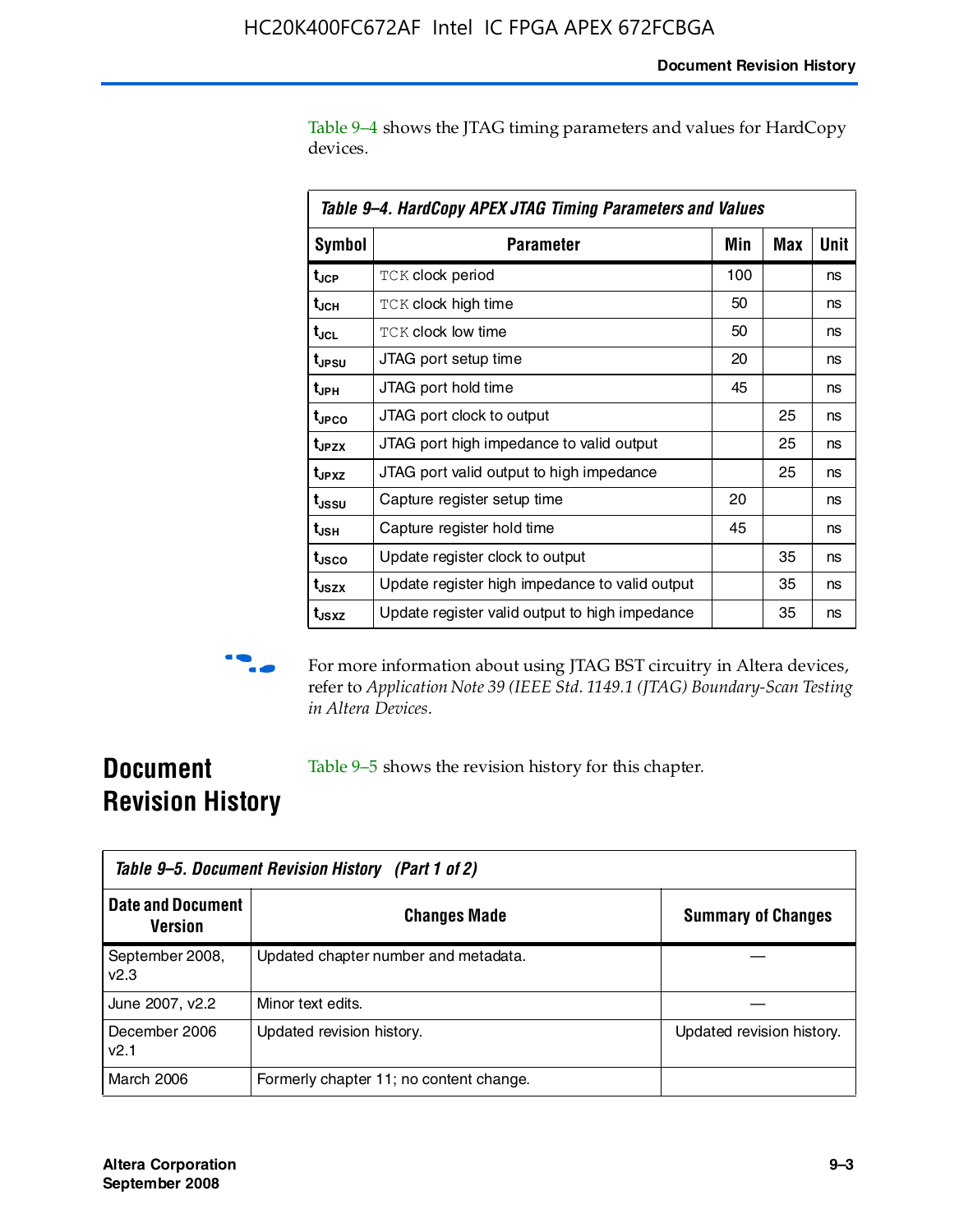Table 9–4 shows the JTAG timing parameters and values for HardCopy devices.

| Table 9–4. HardCopy APEX JTAG Timing Parameters and Values | | | | |
|---|---|---|---|---|
| **Symbol** | **Parameter** | **Min** | **Max** | **Unit** |
| $t_{JCP}$ | TCK clock period | 100 | | ns |
| $t_{JCH}$ | TCK clock high time | 50 | | ns |
| $t_{JCL}$ | TCK clock low time | 50 | | ns |
| $t_{JPSU}$ | JTAG port setup time | 20 | | ns |
| $t_{JPH}$ | JTAG port hold time | 45 | | ns |
| $t_{JPCO}$ | JTAG port clock to output | | 25 | ns |
| $t_{JPZX}$ | JTAG port high impedance to valid output | | 25 | ns |
| $t_{JPXZ}$ | JTAG port valid output to high impedance | | 25 | ns |
| $t_{JSSU}$ | Capture register setup time | 20 | | ns |
| $t_{JSH}$ | Capture register hold time | 45 | | ns |
| $t_{JSCO}$ | Update register clock to output | | 35 | ns |
| $t_{JSZX}$ | Update register high impedance to valid output | | 35 | ns |
| $t_{JSXZ}$ | Update register valid output to high impedance | | 35 | ns |

For more information about using JTAG BST circuitry in Altera devices, refer to *Application Note 39 (IEEE Std. 1149.1 (JTAG) Boundary-Scan Testing in Altera Devices*.

## Document Revision History

Table 9–5 shows the revision history for this chapter.

| Table 9–5. Document Revision History (Part 1 of 2) | | |
|---|---|---|
| **Date and Document Version** | **Changes Made** | **Summary of Changes** |
| September 2008, v2.3 | Updated chapter number and metadata. | — |
| June 2007, v2.2 | Minor text edits. | — |
| December 2006 v2.1 | Updated revision history. | Updated revision history. |
| March 2006 | Formerly chapter 11; no content change. | |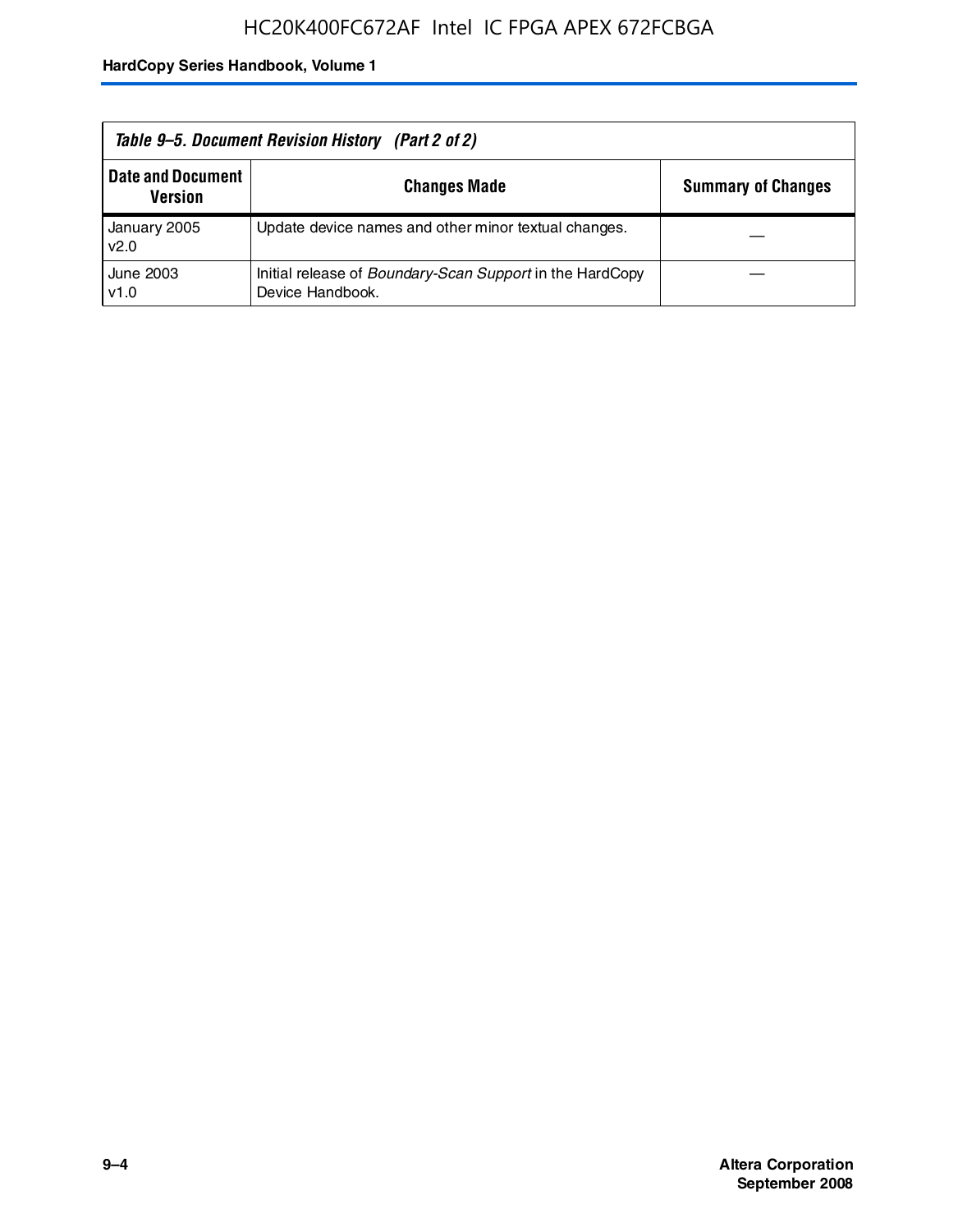*Table 9–5. Document Revision History (Part 2 of 2)*

| Date and Document Version | Changes Made | Summary of Changes |
|---|---|---|
| January 2005 v2.0 | Update device names and other minor textual changes. | — |
| June 2003 v1.0 | Initial release of *Boundary-Scan Support* in the HardCopy Device Handbook. | — |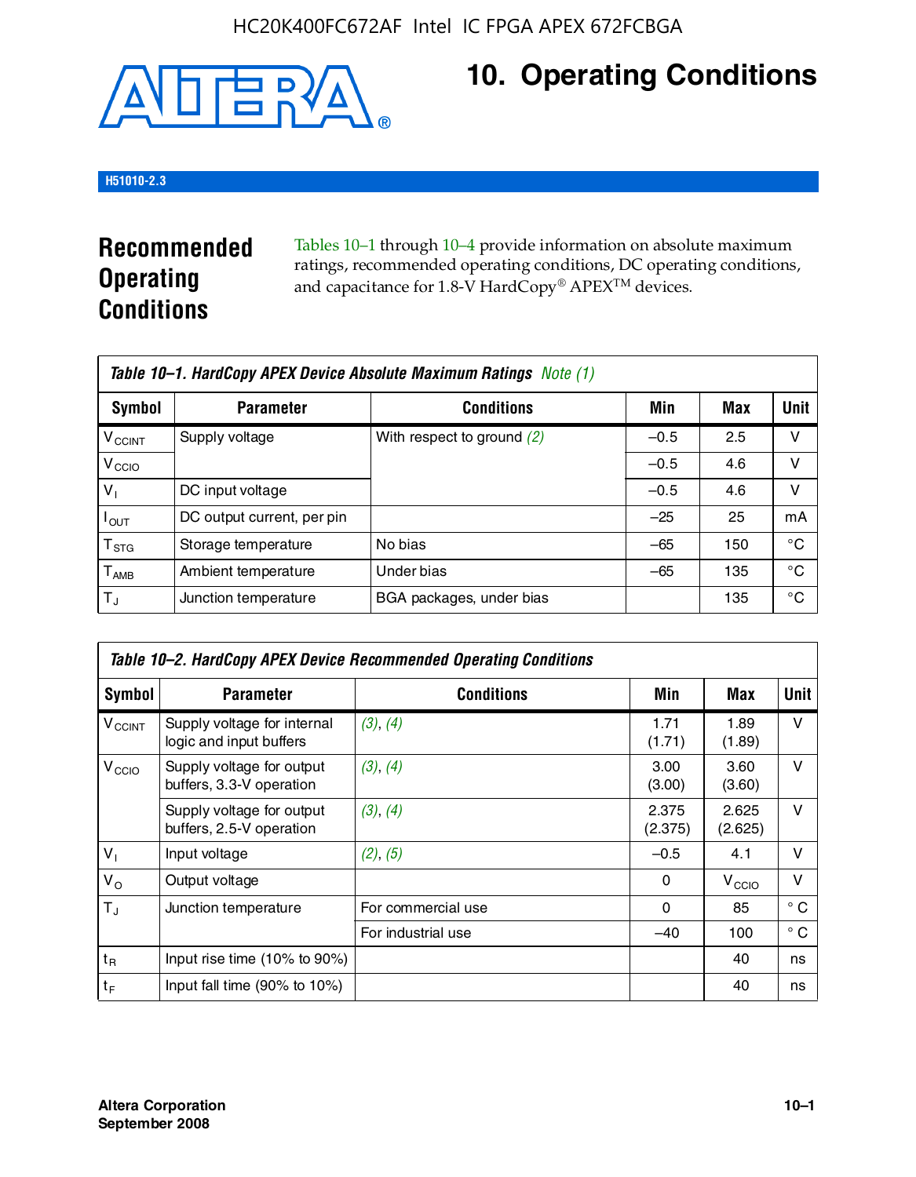HC20K400FC672AF Intel IC FPGA APEX 672FCBGA

# 10. Operating Conditions

H51010-2.3

## Recommended Operating Conditions

Tables 10–1 through 10–4 provide information on absolute maximum ratings, recommended operating conditions, DC operating conditions, and capacitance for 1.8-V HardCopy® APEX™ devices.

**Table 10–1. HardCopy APEX Device Absolute Maximum Ratings** *Note (1)*

| Symbol | Parameter | Conditions | Min | Max | Unit |
|---|---|---|---|---|---|
| $V_{CCINT}$ | Supply voltage | With respect to ground *(2)* | –0.5 | 2.5 | V |
| $V_{CCIO}$ | | | –0.5 | 4.6 | V |
| $V_I$ | DC input voltage | | –0.5 | 4.6 | V |
| $I_{OUT}$ | DC output current, per pin | | –25 | 25 | mA |
| $T_{STG}$ | Storage temperature | No bias | –65 | 150 | °C |
| $T_{AMB}$ | Ambient temperature | Under bias | –65 | 135 | °C |
| $T_J$ | Junction temperature | BGA packages, under bias | | 135 | °C |

**Table 10–2. HardCopy APEX Device Recommended Operating Conditions**

| Symbol | Parameter | Conditions | Min | Max | Unit |
|---|---|---|---|---|---|
| $V_{CCINT}$ | Supply voltage for internal logic and input buffers | *(3)*, *(4)* | 1.71 (1.71) | 1.89 (1.89) | V |
| $V_{CCIO}$ | Supply voltage for output buffers, 3.3-V operation | *(3)*, *(4)* | 3.00 (3.00) | 3.60 (3.60) | V |
| | Supply voltage for output buffers, 2.5-V operation | *(3)*, *(4)* | 2.375 (2.375) | 2.625 (2.625) | V |
| $V_I$ | Input voltage | *(2)*, *(5)* | –0.5 | 4.1 | V |
| $V_O$ | Output voltage | | 0 | $V_{CCIO}$ | V |
| $T_J$ | Junction temperature | For commercial use | 0 | 85 | ° C |
| | | For industrial use | –40 | 100 | ° C |
| $t_R$ | Input rise time (10% to 90%) | | | 40 | ns |
| $t_F$ | Input fall time (90% to 10%) | | | 40 | ns |

Altera Corporation
September 2008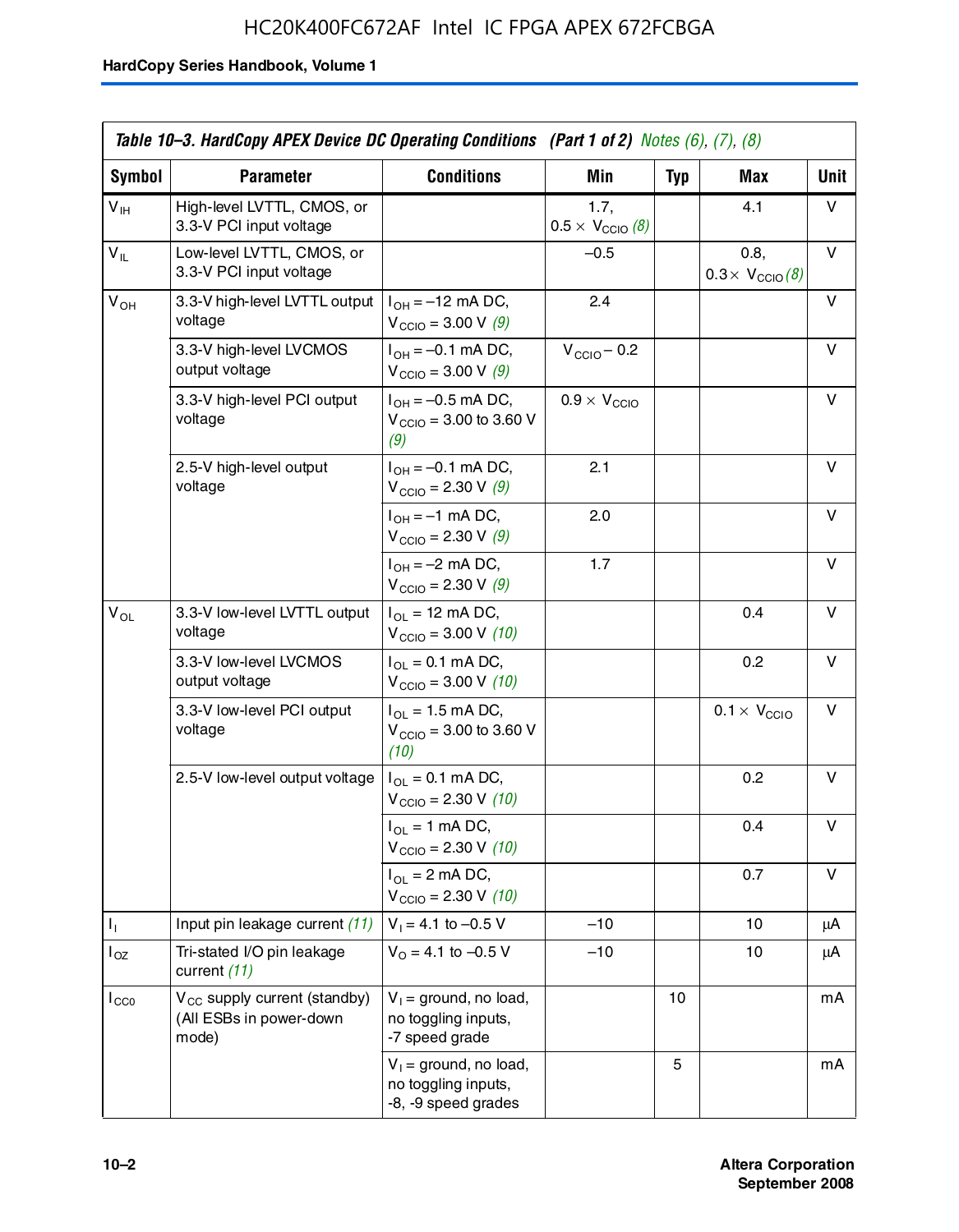**Table 10–3. HardCopy APEX Device DC Operating Conditions (Part 1 of 2)** *Notes (6), (7), (8)*

| Symbol | Parameter | Conditions | Min | Typ | Max | Unit |
|---|---|---|---|---|---|---|
| $V_{IH}$ | High-level LVTTL, CMOS, or 3.3-V PCI input voltage | | 1.7, $0.5 \times V_{CCIO}$ *(8)* | | 4.1 | V |
| $V_{IL}$ | Low-level LVTTL, CMOS, or 3.3-V PCI input voltage | | –0.5 | | 0.8, $0.3 \times V_{CCIO}$ *(8)* | V |
| $V_{OH}$ | 3.3-V high-level LVTTL output voltage | $I_{OH}$ = –12 mA DC, $V_{CCIO}$ = 3.00 V *(9)* | 2.4 | | | V |
| | 3.3-V high-level LVCMOS output voltage | $I_{OH}$ = –0.1 mA DC, $V_{CCIO}$ = 3.00 V *(9)* | $V_{CCIO}$ – 0.2 | | | V |
| | 3.3-V high-level PCI output voltage | $I_{OH}$ = –0.5 mA DC, $V_{CCIO}$ = 3.00 to 3.60 V *(9)* | $0.9 \times V_{CCIO}$ | | | V |
| | 2.5-V high-level output voltage | $I_{OH}$ = –0.1 mA DC, $V_{CCIO}$ = 2.30 V *(9)* | 2.1 | | | V |
| | | $I_{OH}$ = –1 mA DC, $V_{CCIO}$ = 2.30 V *(9)* | 2.0 | | | V |
| | | $I_{OH}$ = –2 mA DC, $V_{CCIO}$ = 2.30 V *(9)* | 1.7 | | | V |
| $V_{OL}$ | 3.3-V low-level LVTTL output voltage | $I_{OL}$ = 12 mA DC, $V_{CCIO}$ = 3.00 V *(10)* | | | 0.4 | V |
| | 3.3-V low-level LVCMOS output voltage | $I_{OL}$ = 0.1 mA DC, $V_{CCIO}$ = 3.00 V *(10)* | | | 0.2 | V |
| | 3.3-V low-level PCI output voltage | $I_{OL}$ = 1.5 mA DC, $V_{CCIO}$ = 3.00 to 3.60 V *(10)* | | | $0.1 \times V_{CCIO}$ | V |
| | 2.5-V low-level output voltage | $I_{OL}$ = 0.1 mA DC, $V_{CCIO}$ = 2.30 V *(10)* | | | 0.2 | V |
| | | $I_{OL}$ = 1 mA DC, $V_{CCIO}$ = 2.30 V *(10)* | | | 0.4 | V |
| | | $I_{OL}$ = 2 mA DC, $V_{CCIO}$ = 2.30 V *(10)* | | | 0.7 | V |
| $I_I$ | Input pin leakage current *(11)* | $V_I$ = 4.1 to –0.5 V | –10 | | 10 | µA |
| $I_{OZ}$ | Tri-stated I/O pin leakage current *(11)* | $V_O$ = 4.1 to –0.5 V | –10 | | 10 | µA |
| $I_{CC0}$ | $V_{CC}$ supply current (standby) (All ESBs in power-down mode) | $V_I$ = ground, no load, no toggling inputs, -7 speed grade | | 10 | | mA |
| | | $V_I$ = ground, no load, no toggling inputs, -8, -9 speed grades | | 5 | | mA |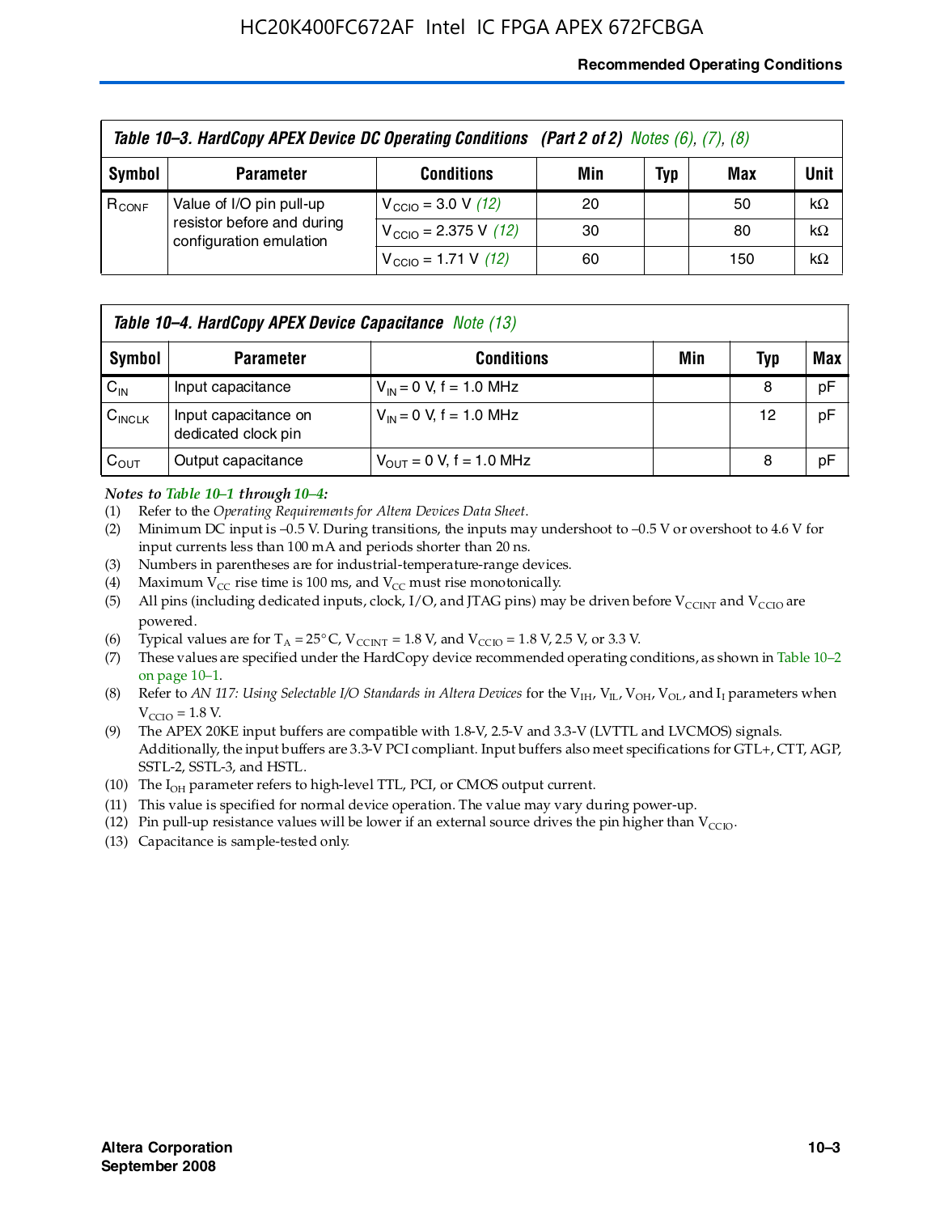**Table 10–3. HardCopy APEX Device DC Operating Conditions (Part 2 of 2)** *Notes (6), (7), (8)*

| Symbol | Parameter | Conditions | Min | Typ | Max | Unit |
|---|---|---|---|---|---|---|
| $R_{CONF}$ | Value of I/O pin pull-up resistor before and during configuration emulation | $V_{CCIO}$ = 3.0 V *(12)* | 20 | | 50 | kΩ |
| | | $V_{CCIO}$ = 2.375 V *(12)* | 30 | | 80 | kΩ |
| | | $V_{CCIO}$ = 1.71 V *(12)* | 60 | | 150 | kΩ |

**Table 10–4. HardCopy APEX Device Capacitance** *Note (13)*

| Symbol | Parameter | Conditions | Min | Typ | Max |
|---|---|---|---|---|---|
| $C_{IN}$ | Input capacitance | $V_{IN}$ = 0 V, f = 1.0 MHz | | 8 | pF |
| $C_{INCLK}$ | Input capacitance on dedicated clock pin | $V_{IN}$ = 0 V, f = 1.0 MHz | | 12 | pF |
| $C_{OUT}$ | Output capacitance | $V_{OUT}$ = 0 V, f = 1.0 MHz | | 8 | pF |

***Notes to Table 10–1 through 10–4:***

(1) Refer to the *Operating Requirements for Altera Devices Data Sheet*.
(2) Minimum DC input is –0.5 V. During transitions, the inputs may undershoot to –0.5 V or overshoot to 4.6 V for input currents less than 100 mA and periods shorter than 20 ns.
(3) Numbers in parentheses are for industrial-temperature-range devices.
(4) Maximum $V_{CC}$ rise time is 100 ms, and $V_{CC}$ must rise monotonically.
(5) All pins (including dedicated inputs, clock, I/O, and JTAG pins) may be driven before $V_{CCINT}$ and $V_{CCIO}$ are powered.
(6) Typical values are for $T_A$ = 25° C, $V_{CCINT}$ = 1.8 V, and $V_{CCIO}$ = 1.8 V, 2.5 V, or 3.3 V.
(7) These values are specified under the HardCopy device recommended operating conditions, as shown in Table 10–2 on page 10–1.
(8) Refer to *AN 117: Using Selectable I/O Standards in Altera Devices* for the $V_{IH}$, $V_{IL}$, $V_{OH}$, $V_{OL}$, and $I_I$ parameters when $V_{CCIO}$ = 1.8 V.
(9) The APEX 20KE input buffers are compatible with 1.8-V, 2.5-V and 3.3-V (LVTTL and LVCMOS) signals. Additionally, the input buffers are 3.3-V PCI compliant. Input buffers also meet specifications for GTL+, CTT, AGP, SSTL-2, SSTL-3, and HSTL.
(10) The $I_{OH}$ parameter refers to high-level TTL, PCI, or CMOS output current.
(11) This value is specified for normal device operation. The value may vary during power-up.
(12) Pin pull-up resistance values will be lower if an external source drives the pin higher than $V_{CCIO}$.
(13) Capacitance is sample-tested only.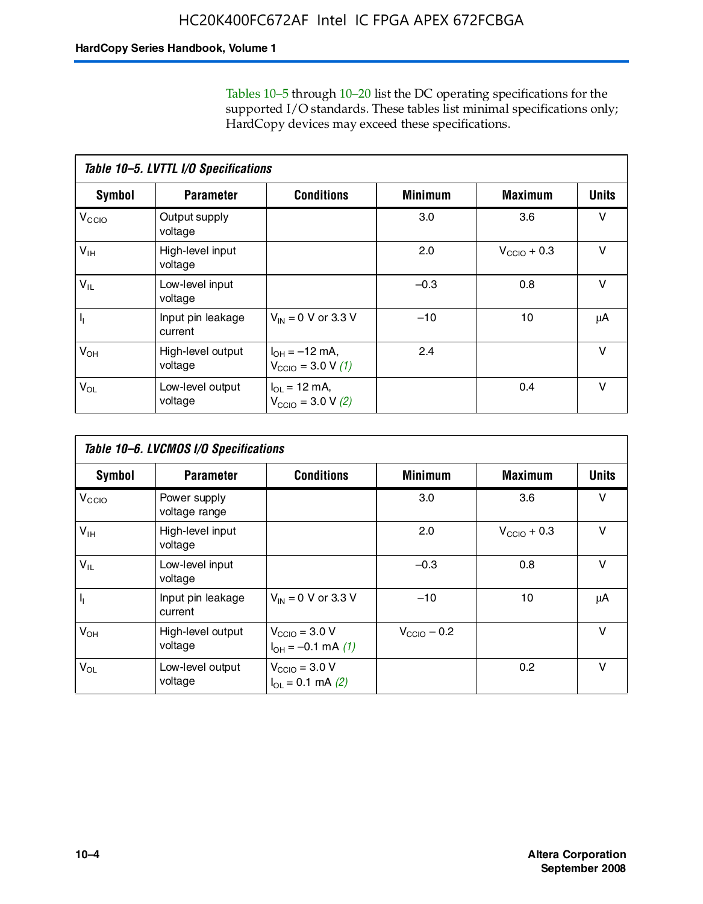Tables 10–5 through 10–20 list the DC operating specifications for the supported I/O standards. These tables list minimal specifications only; HardCopy devices may exceed these specifications.

**Table 10–5. LVTTL I/O Specifications**

| Symbol | Parameter | Conditions | Minimum | Maximum | Units |
|---|---|---|---|---|---|
| $V_{CCIO}$ | Output supply voltage | | 3.0 | 3.6 | V |
| $V_{IH}$ | High-level input voltage | | 2.0 | $V_{CCIO}$ + 0.3 | V |
| $V_{IL}$ | Low-level input voltage | | –0.3 | 0.8 | V |
| $I_I$ | Input pin leakage current | $V_{IN}$ = 0 V or 3.3 V | –10 | 10 | μA |
| $V_{OH}$ | High-level output voltage | $I_{OH}$ = –12 mA, $V_{CCIO}$ = 3.0 V *(1)* | 2.4 | | V |
| $V_{OL}$ | Low-level output voltage | $I_{OL}$ = 12 mA, $V_{CCIO}$ = 3.0 V *(2)* | | 0.4 | V |

**Table 10–6. LVCMOS I/O Specifications**

| Symbol | Parameter | Conditions | Minimum | Maximum | Units |
|---|---|---|---|---|---|
| $V_{CCIO}$ | Power supply voltage range | | 3.0 | 3.6 | V |
| $V_{IH}$ | High-level input voltage | | 2.0 | $V_{CCIO}$ + 0.3 | V |
| $V_{IL}$ | Low-level input voltage | | –0.3 | 0.8 | V |
| $I_I$ | Input pin leakage current | $V_{IN}$ = 0 V or 3.3 V | –10 | 10 | μA |
| $V_{OH}$ | High-level output voltage | $V_{CCIO}$ = 3.0 V $I_{OH}$ = –0.1 mA *(1)* | $V_{CCIO}$ – 0.2 | | V |
| $V_{OL}$ | Low-level output voltage | $V_{CCIO}$ = 3.0 V $I_{OL}$ = 0.1 mA *(2)* | | 0.2 | V |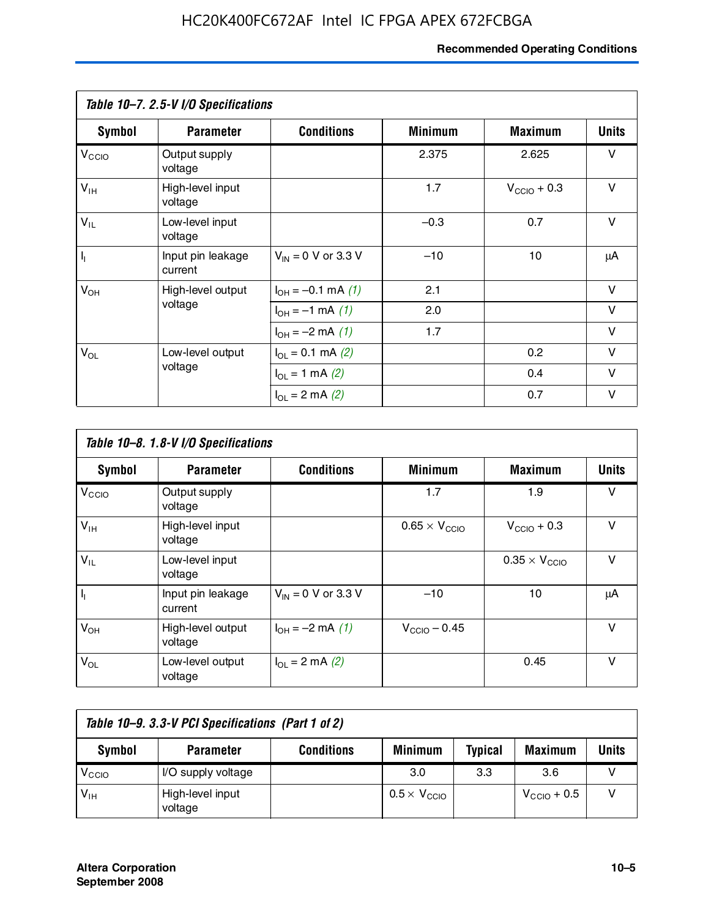*Table 10–7. 2.5-V I/O Specifications*

| Symbol | Parameter | Conditions | Minimum | Maximum | Units |
|---|---|---|---|---|---|
| $V_{CCIO}$ | Output supply voltage | | 2.375 | 2.625 | V |
| $V_{IH}$ | High-level input voltage | | 1.7 | $V_{CCIO}$ + 0.3 | V |
| $V_{IL}$ | Low-level input voltage | | –0.3 | 0.7 | V |
| $I_I$ | Input pin leakage current | $V_{IN}$ = 0 V or 3.3 V | –10 | 10 | μA |
| $V_{OH}$ | High-level output voltage | $I_{OH}$ = –0.1 mA *(1)* | 2.1 | | V |
| | | $I_{OH}$ = –1 mA *(1)* | 2.0 | | V |
| | | $I_{OH}$ = –2 mA *(1)* | 1.7 | | V |
| $V_{OL}$ | Low-level output voltage | $I_{OL}$ = 0.1 mA *(2)* | | 0.2 | V |
| | | $I_{OL}$ = 1 mA *(2)* | | 0.4 | V |
| | | $I_{OL}$ = 2 mA *(2)* | | 0.7 | V |

*Table 10–8. 1.8-V I/O Specifications*

| Symbol | Parameter | Conditions | Minimum | Maximum | Units |
|---|---|---|---|---|---|
| $V_{CCIO}$ | Output supply voltage | | 1.7 | 1.9 | V |
| $V_{IH}$ | High-level input voltage | | 0.65 × $V_{CCIO}$ | $V_{CCIO}$ + 0.3 | V |
| $V_{IL}$ | Low-level input voltage | | | 0.35 × $V_{CCIO}$ | V |
| $I_I$ | Input pin leakage current | $V_{IN}$ = 0 V or 3.3 V | –10 | 10 | μA |
| $V_{OH}$ | High-level output voltage | $I_{OH}$ = –2 mA *(1)* | $V_{CCIO}$ – 0.45 | | V |
| $V_{OL}$ | Low-level output voltage | $I_{OL}$ = 2 mA *(2)* | | 0.45 | V |

*Table 10–9. 3.3-V PCI Specifications (Part 1 of 2)*

| Symbol | Parameter | Conditions | Minimum | Typical | Maximum | Units |
|---|---|---|---|---|---|---|
| $V_{CCIO}$ | I/O supply voltage | | 3.0 | 3.3 | 3.6 | V |
| $V_{IH}$ | High-level input voltage | | 0.5 × $V_{CCIO}$ | | $V_{CCIO}$ + 0.5 | V |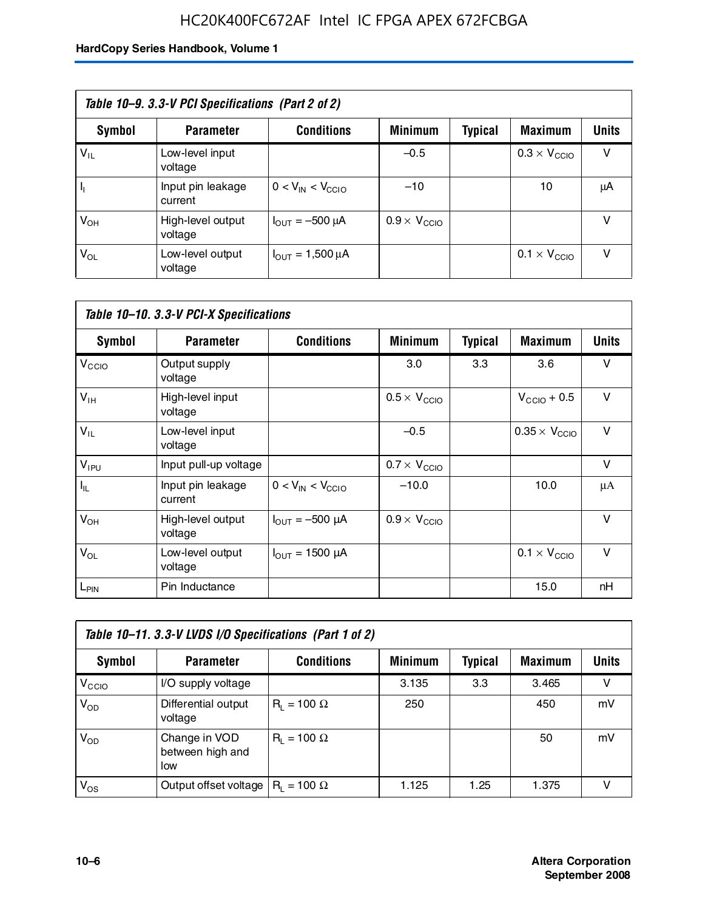*Table 10–9. 3.3-V PCI Specifications (Part 2 of 2)*

| Symbol | Parameter | Conditions | Minimum | Typical | Maximum | Units |
|---|---|---|---|---|---|---|
| $V_{IL}$ | Low-level input voltage | | –0.5 | | $0.3 \times V_{CCIO}$ | V |
| $I_I$ | Input pin leakage current | $0 < V_{IN} < V_{CCIO}$ | –10 | | 10 | μA |
| $V_{OH}$ | High-level output voltage | $I_{OUT}$ = –500 μA | $0.9 \times V_{CCIO}$ | | | V |
| $V_{OL}$ | Low-level output voltage | $I_{OUT}$ = 1,500 μA | | | $0.1 \times V_{CCIO}$ | V |

*Table 10–10. 3.3-V PCI-X Specifications*

| Symbol | Parameter | Conditions | Minimum | Typical | Maximum | Units |
|---|---|---|---|---|---|---|
| $V_{CCIO}$ | Output supply voltage | | 3.0 | 3.3 | 3.6 | V |
| $V_{IH}$ | High-level input voltage | | $0.5 \times V_{CCIO}$ | | $V_{CCIO} + 0.5$ | V |
| $V_{IL}$ | Low-level input voltage | | –0.5 | | $0.35 \times V_{CCIO}$ | V |
| $V_{IPU}$ | Input pull-up voltage | | $0.7 \times V_{CCIO}$ | | | V |
| $I_{IL}$ | Input pin leakage current | $0 < V_{IN} < V_{CCIO}$ | –10.0 | | 10.0 | μA |
| $V_{OH}$ | High-level output voltage | $I_{OUT}$ = –500 μA | $0.9 \times V_{CCIO}$ | | | V |
| $V_{OL}$ | Low-level output voltage | $I_{OUT}$ = 1500 μA | | | $0.1 \times V_{CCIO}$ | V |
| $L_{PIN}$ | Pin Inductance | | | | 15.0 | nH |

*Table 10–11. 3.3-V LVDS I/O Specifications (Part 1 of 2)*

| Symbol | Parameter | Conditions | Minimum | Typical | Maximum | Units |
|---|---|---|---|---|---|---|
| $V_{CCIO}$ | I/O supply voltage | | 3.135 | 3.3 | 3.465 | V |
| $V_{OD}$ | Differential output voltage | $R_L$ = 100 Ω | 250 | | 450 | mV |
| $V_{OD}$ | Change in VOD between high and low | $R_L$ = 100 Ω | | | 50 | mV |
| $V_{OS}$ | Output offset voltage | $R_L$ = 100 Ω | 1.125 | 1.25 | 1.375 | V |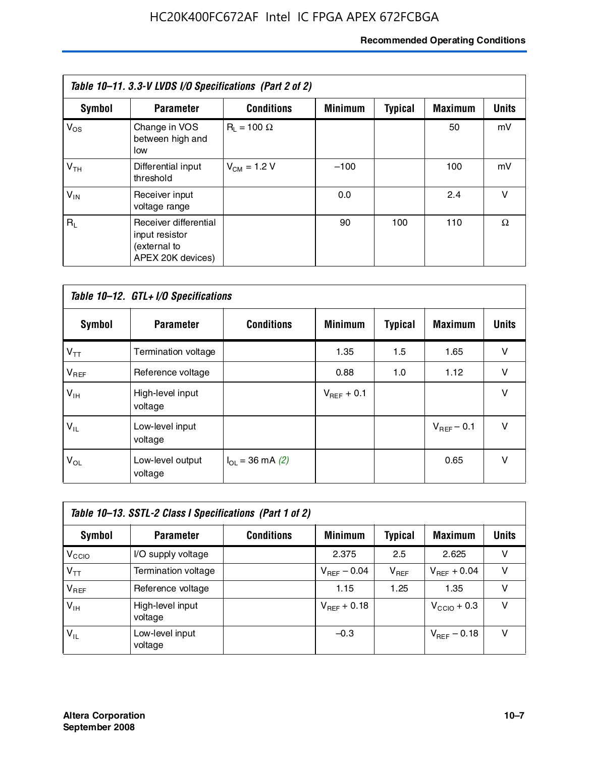**Table 10–11. 3.3-V LVDS I/O Specifications (Part 2 of 2)**

| Symbol | Parameter | Conditions | Minimum | Typical | Maximum | Units |
|---|---|---|---|---|---|---|
| $V_{OS}$ | Change in VOS between high and low | $R_L$ = 100 Ω | | | 50 | mV |
| $V_{TH}$ | Differential input threshold | $V_{CM}$ = 1.2 V | –100 | | 100 | mV |
| $V_{IN}$ | Receiver input voltage range | | 0.0 | | 2.4 | V |
| $R_L$ | Receiver differential input resistor (external to APEX 20K devices) | | 90 | 100 | 110 | Ω |

**Table 10–12. GTL+ I/O Specifications**

| Symbol | Parameter | Conditions | Minimum | Typical | Maximum | Units |
|---|---|---|---|---|---|---|
| $V_{TT}$ | Termination voltage | | 1.35 | 1.5 | 1.65 | V |
| $V_{REF}$ | Reference voltage | | 0.88 | 1.0 | 1.12 | V |
| $V_{IH}$ | High-level input voltage | | $V_{REF}$ + 0.1 | | | V |
| $V_{IL}$ | Low-level input voltage | | | | $V_{REF}$ – 0.1 | V |
| $V_{OL}$ | Low-level output voltage | $I_{OL}$ = 36 mA *(2)* | | | 0.65 | V |

**Table 10–13. SSTL-2 Class I Specifications (Part 1 of 2)**

| Symbol | Parameter | Conditions | Minimum | Typical | Maximum | Units |
|---|---|---|---|---|---|---|
| $V_{CCIO}$ | I/O supply voltage | | 2.375 | 2.5 | 2.625 | V |
| $V_{TT}$ | Termination voltage | | $V_{REF}$ – 0.04 | $V_{REF}$ | $V_{REF}$ + 0.04 | V |
| $V_{REF}$ | Reference voltage | | 1.15 | 1.25 | 1.35 | V |
| $V_{IH}$ | High-level input voltage | | $V_{REF}$ + 0.18 | | $V_{CCIO}$ + 0.3 | V |
| $V_{IL}$ | Low-level input voltage | | –0.3 | | $V_{REF}$ – 0.18 | V |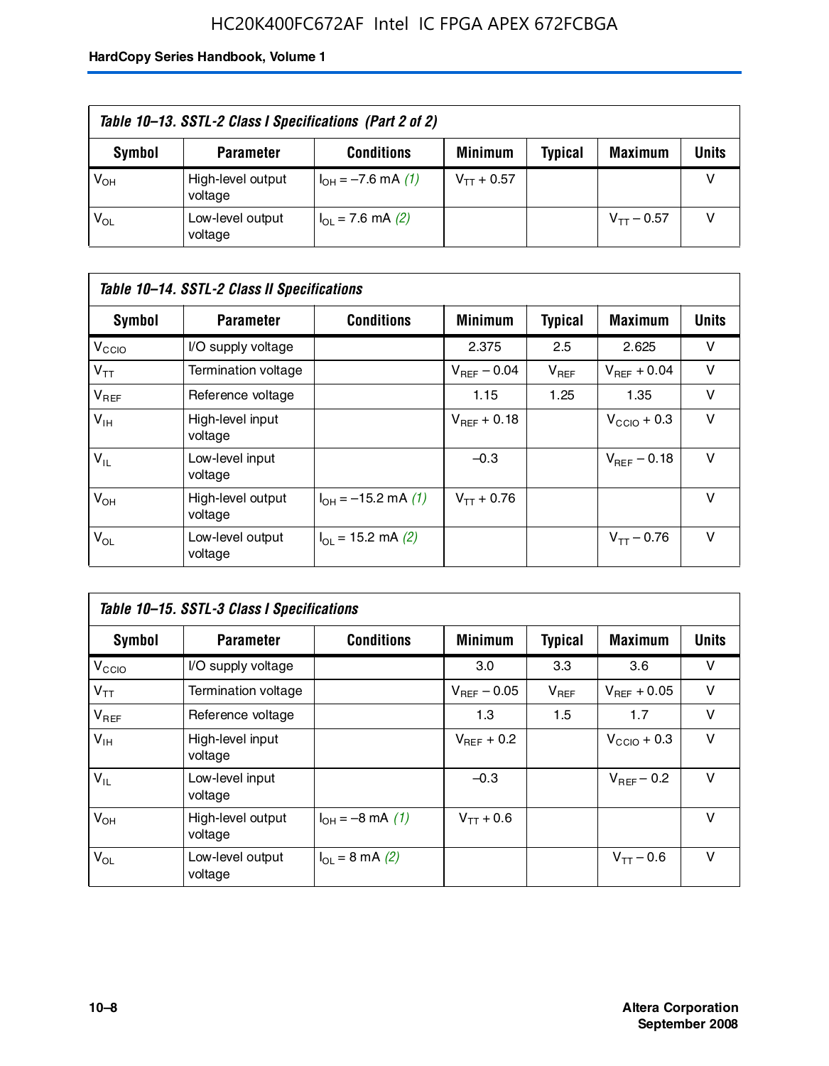*Table 10–13. SSTL-2 Class I Specifications (Part 2 of 2)*

| Symbol | Parameter | Conditions | Minimum | Typical | Maximum | Units |
|---|---|---|---|---|---|---|
| $V_{OH}$ | High-level output voltage | $I_{OH}$ = –7.6 mA *(1)* | $V_{TT}$ + 0.57 | | | V |
| $V_{OL}$ | Low-level output voltage | $I_{OL}$ = 7.6 mA *(2)* | | | $V_{TT}$ – 0.57 | V |

*Table 10–14. SSTL-2 Class II Specifications*

| Symbol | Parameter | Conditions | Minimum | Typical | Maximum | Units |
|---|---|---|---|---|---|---|
| $V_{CCIO}$ | I/O supply voltage | | 2.375 | 2.5 | 2.625 | V |
| $V_{TT}$ | Termination voltage | | $V_{REF}$ – 0.04 | $V_{REF}$ | $V_{REF}$ + 0.04 | V |
| $V_{REF}$ | Reference voltage | | 1.15 | 1.25 | 1.35 | V |
| $V_{IH}$ | High-level input voltage | | $V_{REF}$ + 0.18 | | $V_{CCIO}$ + 0.3 | V |
| $V_{IL}$ | Low-level input voltage | | –0.3 | | $V_{REF}$ – 0.18 | V |
| $V_{OH}$ | High-level output voltage | $I_{OH}$ = –15.2 mA *(1)* | $V_{TT}$ + 0.76 | | | V |
| $V_{OL}$ | Low-level output voltage | $I_{OL}$ = 15.2 mA *(2)* | | | $V_{TT}$ – 0.76 | V |

*Table 10–15. SSTL-3 Class I Specifications*

| Symbol | Parameter | Conditions | Minimum | Typical | Maximum | Units |
|---|---|---|---|---|---|---|
| $V_{CCIO}$ | I/O supply voltage | | 3.0 | 3.3 | 3.6 | V |
| $V_{TT}$ | Termination voltage | | $V_{REF}$ – 0.05 | $V_{REF}$ | $V_{REF}$ + 0.05 | V |
| $V_{REF}$ | Reference voltage | | 1.3 | 1.5 | 1.7 | V |
| $V_{IH}$ | High-level input voltage | | $V_{REF}$ + 0.2 | | $V_{CCIO}$ + 0.3 | V |
| $V_{IL}$ | Low-level input voltage | | –0.3 | | $V_{REF}$ – 0.2 | V |
| $V_{OH}$ | High-level output voltage | $I_{OH}$ = –8 mA *(1)* | $V_{TT}$ + 0.6 | | | V |
| $V_{OL}$ | Low-level output voltage | $I_{OL}$ = 8 mA *(2)* | | | $V_{TT}$ – 0.6 | V |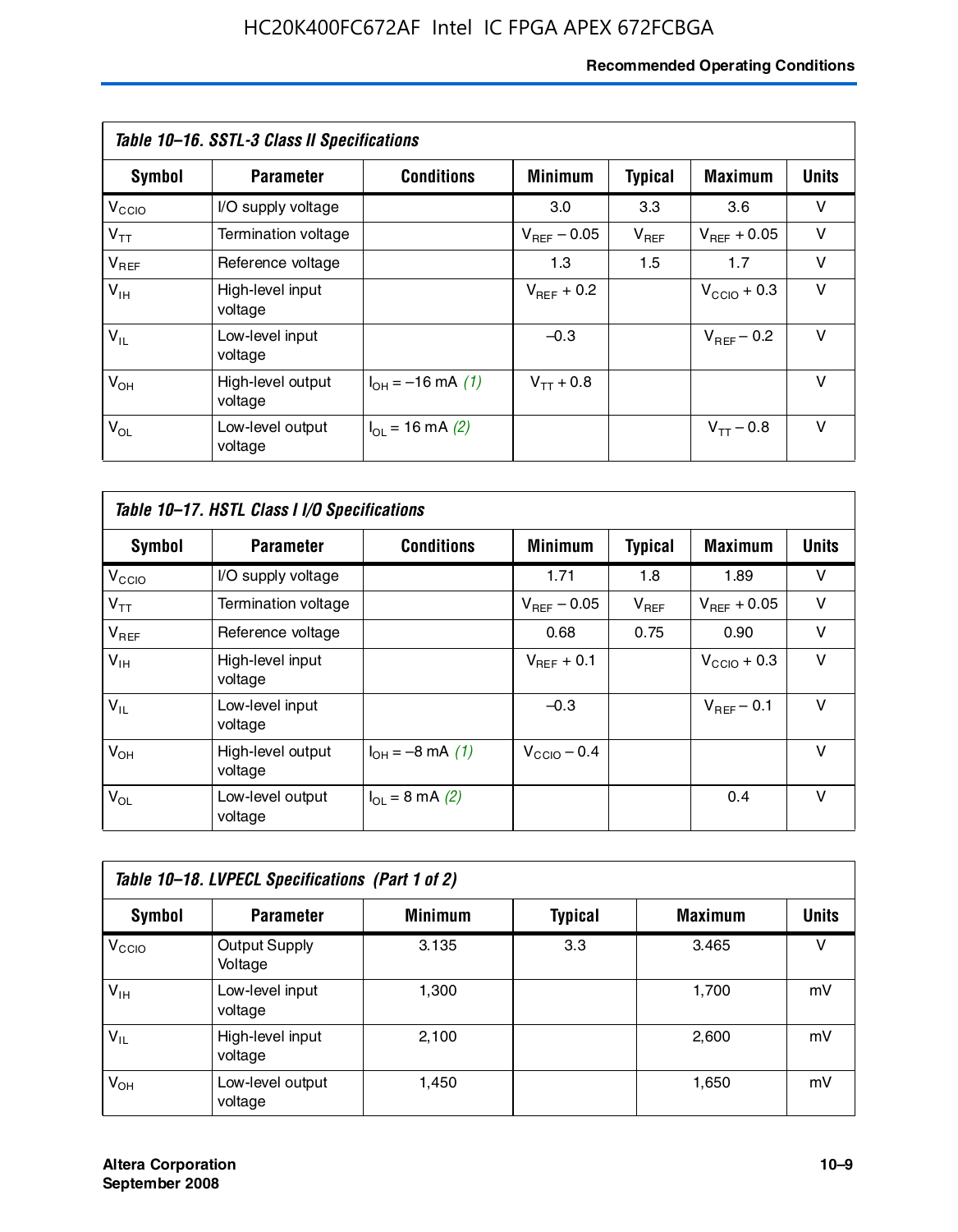| Symbol | Parameter | Conditions | Minimum | Typical | Maximum | Units |
|---|---|---|---|---|---|---|
| $V_{CCIO}$ | I/O supply voltage | | 3.0 | 3.3 | 3.6 | V |
| $V_{TT}$ | Termination voltage | | $V_{REF}$ – 0.05 | $V_{REF}$ | $V_{REF}$ + 0.05 | V |
| $V_{REF}$ | Reference voltage | | 1.3 | 1.5 | 1.7 | V |
| $V_{IH}$ | High-level input voltage | | $V_{REF}$ + 0.2 | | $V_{CCIO}$ + 0.3 | V |
| $V_{IL}$ | Low-level input voltage | | –0.3 | | $V_{REF}$ – 0.2 | V |
| $V_{OH}$ | High-level output voltage | $I_{OH}$ = –16 mA *(1)* | $V_{TT}$ + 0.8 | | | V |
| $V_{OL}$ | Low-level output voltage | $I_{OL}$ = 16 mA *(2)* | | | $V_{TT}$ – 0.8 | V |

*Table 10–16. SSTL-3 Class II Specifications*

| Symbol | Parameter | Conditions | Minimum | Typical | Maximum | Units |
|---|---|---|---|---|---|---|
| $V_{CCIO}$ | I/O supply voltage | | 1.71 | 1.8 | 1.89 | V |
| $V_{TT}$ | Termination voltage | | $V_{REF}$ – 0.05 | $V_{REF}$ | $V_{REF}$ + 0.05 | V |
| $V_{REF}$ | Reference voltage | | 0.68 | 0.75 | 0.90 | V |
| $V_{IH}$ | High-level input voltage | | $V_{REF}$ + 0.1 | | $V_{CCIO}$ + 0.3 | V |
| $V_{IL}$ | Low-level input voltage | | –0.3 | | $V_{REF}$ – 0.1 | V |
| $V_{OH}$ | High-level output voltage | $I_{OH}$ = –8 mA *(1)* | $V_{CCIO}$ – 0.4 | | | V |
| $V_{OL}$ | Low-level output voltage | $I_{OL}$ = 8 mA *(2)* | | | 0.4 | V |

*Table 10–17. HSTL Class I I/O Specifications*

| Symbol | Parameter | Minimum | Typical | Maximum | Units |
|---|---|---|---|---|---|
| $V_{CCIO}$ | Output Supply Voltage | 3.135 | 3.3 | 3.465 | V |
| $V_{IH}$ | Low-level input voltage | 1,300 | | 1,700 | mV |
| $V_{IL}$ | High-level input voltage | 2,100 | | 2,600 | mV |
| $V_{OH}$ | Low-level output voltage | 1,450 | | 1,650 | mV |

*Table 10–18. LVPECL Specifications (Part 1 of 2)*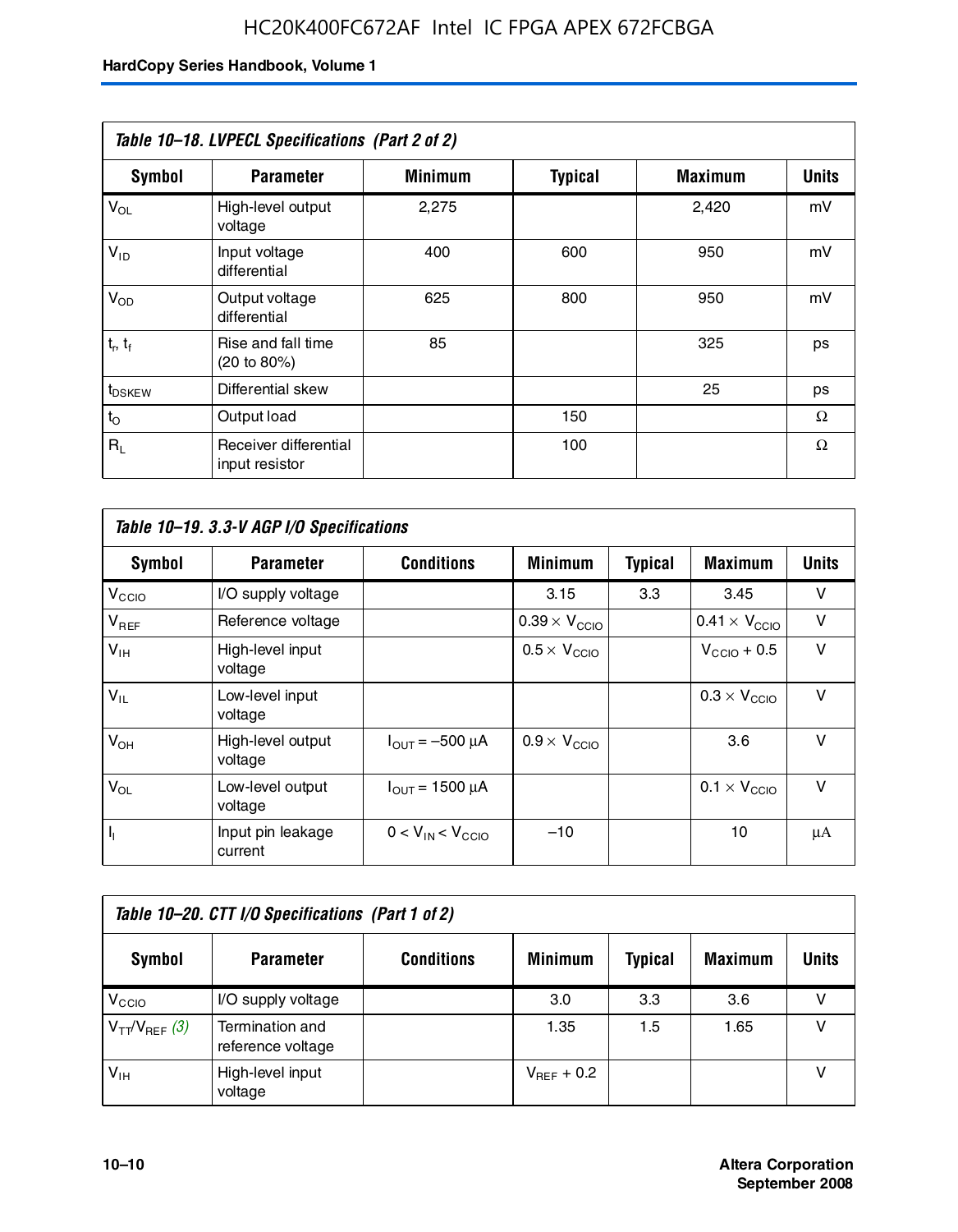**Table 10–18. LVPECL Specifications (Part 2 of 2)**

| Symbol | Parameter | Minimum | Typical | Maximum | Units |
|---|---|---|---|---|---|
| $V_{OL}$ | High-level output voltage | 2,275 | | 2,420 | mV |
| $V_{ID}$ | Input voltage differential | 400 | 600 | 950 | mV |
| $V_{OD}$ | Output voltage differential | 625 | 800 | 950 | mV |
| $t_r$, $t_f$ | Rise and fall time (20 to 80%) | 85 | | 325 | ps |
| $t_{DSKEW}$ | Differential skew | | | 25 | ps |
| $t_O$ | Output load | | 150 | | Ω |
| $R_L$ | Receiver differential input resistor | | 100 | | Ω |

**Table 10–19. 3.3-V AGP I/O Specifications**

| Symbol | Parameter | Conditions | Minimum | Typical | Maximum | Units |
|---|---|---|---|---|---|---|
| $V_{CCIO}$ | I/O supply voltage | | 3.15 | 3.3 | 3.45 | V |
| $V_{REF}$ | Reference voltage | | $0.39 \times V_{CCIO}$ | | $0.41 \times V_{CCIO}$ | V |
| $V_{IH}$ | High-level input voltage | | $0.5 \times V_{CCIO}$ | | $V_{CCIO} + 0.5$ | V |
| $V_{IL}$ | Low-level input voltage | | | | $0.3 \times V_{CCIO}$ | V |
| $V_{OH}$ | High-level output voltage | $I_{OUT} = -500$ µA | $0.9 \times V_{CCIO}$ | | 3.6 | V |
| $V_{OL}$ | Low-level output voltage | $I_{OUT} = 1500$ µA | | | $0.1 \times V_{CCIO}$ | V |
| $I_I$ | Input pin leakage current | $0 < V_{IN} < V_{CCIO}$ | –10 | | 10 | µA |

**Table 10–20. CTT I/O Specifications (Part 1 of 2)**

| Symbol | Parameter | Conditions | Minimum | Typical | Maximum | Units |
|---|---|---|---|---|---|---|
| $V_{CCIO}$ | I/O supply voltage | | 3.0 | 3.3 | 3.6 | V |
| $V_{TT}/V_{REF}$ *(3)* | Termination and reference voltage | | 1.35 | 1.5 | 1.65 | V |
| $V_{IH}$ | High-level input voltage | | $V_{REF} + 0.2$ | | | V |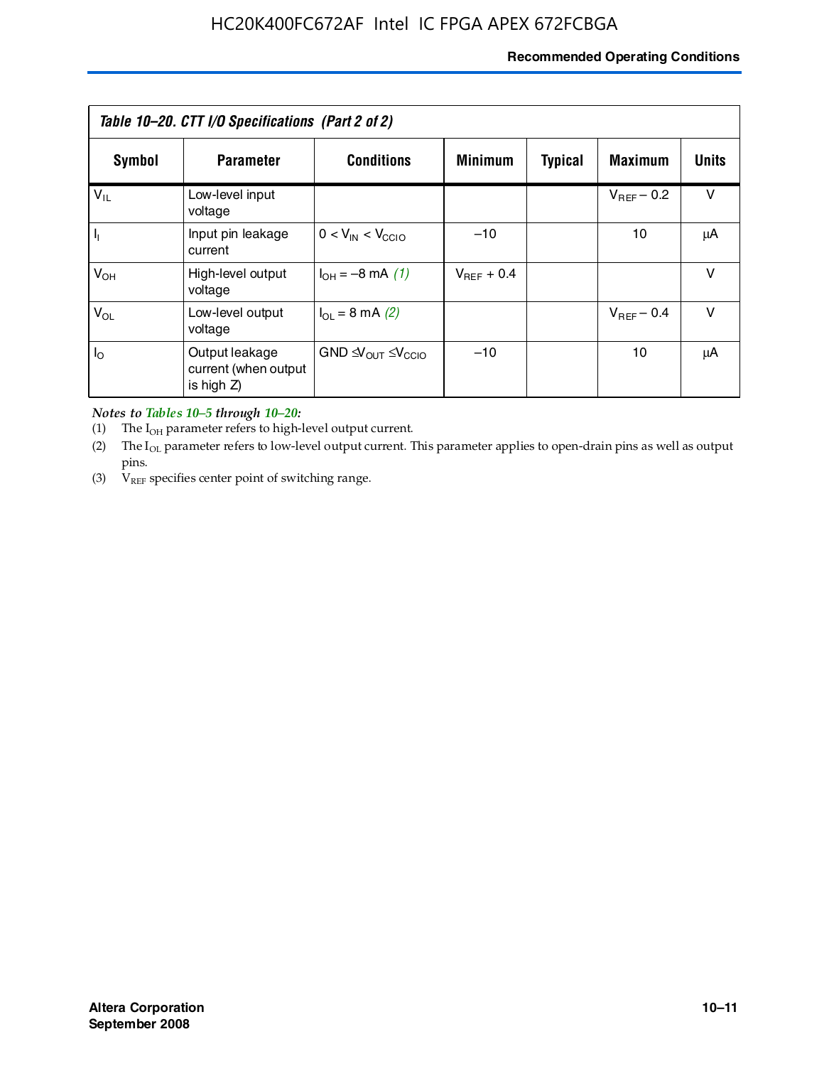*Table 10–20. CTT I/O Specifications (Part 2 of 2)*

| Symbol | Parameter | Conditions | Minimum | Typical | Maximum | Units |
|---|---|---|---|---|---|---|
| $V_{IL}$ | Low-level input voltage | | | | $V_{REF}$ – 0.2 | V |
| $I_I$ | Input pin leakage current | $0 < V_{IN} < V_{CCIO}$ | –10 | | 10 | μA |
| $V_{OH}$ | High-level output voltage | $I_{OH}$ = –8 mA *(1)* | $V_{REF}$ + 0.4 | | | V |
| $V_{OL}$ | Low-level output voltage | $I_{OL}$ = 8 mA *(2)* | | | $V_{REF}$ – 0.4 | V |
| $I_O$ | Output leakage current (when output is high Z) | $GND \leq V_{OUT} \leq V_{CCIO}$ | –10 | | 10 | μA |

***Notes to Tables 10–5 through 10–20:***

(1) The $I_{OH}$ parameter refers to high-level output current.

(2) The $I_{OL}$ parameter refers to low-level output current. This parameter applies to open-drain pins as well as output pins.

(3) $V_{REF}$ specifies center point of switching range.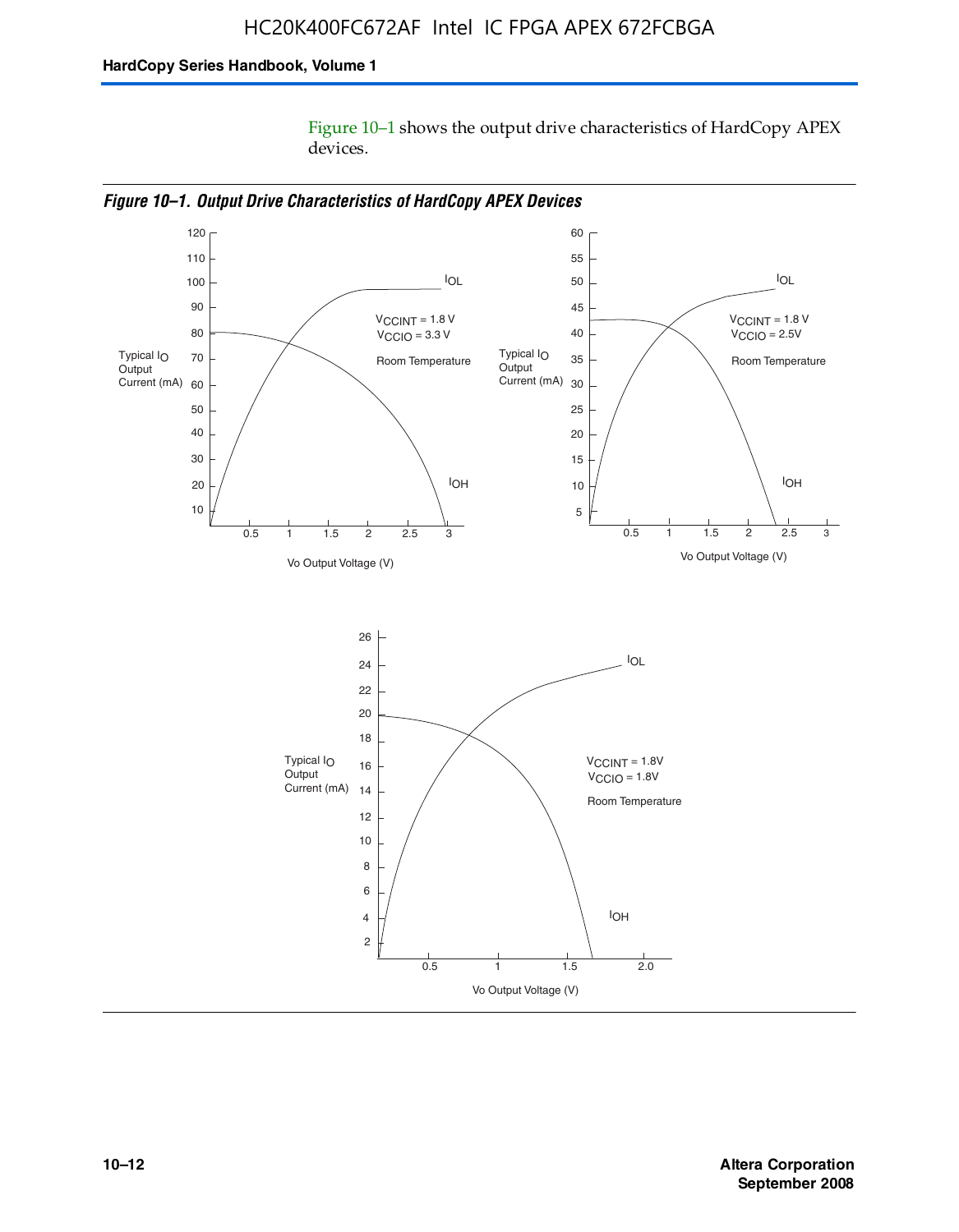Figure 10–1 shows the output drive characteristics of HardCopy APEX devices.

*Figure 10–1. Output Drive Characteristics of HardCopy APEX Devices*

Typical $I_O$ Output Current (mA)

120
110
100
90
80
70
60
50
40
30
20
10

0.5 1 1.5 2 2.5 3

Vo Output Voltage (V)

$I_{OL}$

$V_{CCINT}$ = 1.8 V
$V_{CCIO}$ = 3.3 V

Room Temperature

$I_{OH}$

Typical $I_O$ Output Current (mA)

60
55
50
45
40
35
30
25
20
15
10
5

0.5 1 1.5 2 2.5 3

Vo Output Voltage (V)

$I_{OL}$

$V_{CCINT}$ = 1.8 V
$V_{CCIO}$ = 2.5V

Room Temperature

$I_{OH}$

Typical $I_O$ Output Current (mA)

26
24
22
20
18
16
14
12
10
8
6
4
2

0.5 1 1.5 2.0

Vo Output Voltage (V)

$I_{OL}$

$V_{CCINT}$ = 1.8V
$V_{CCIO}$ = 1.8V

Room Temperature

$I_{OH}$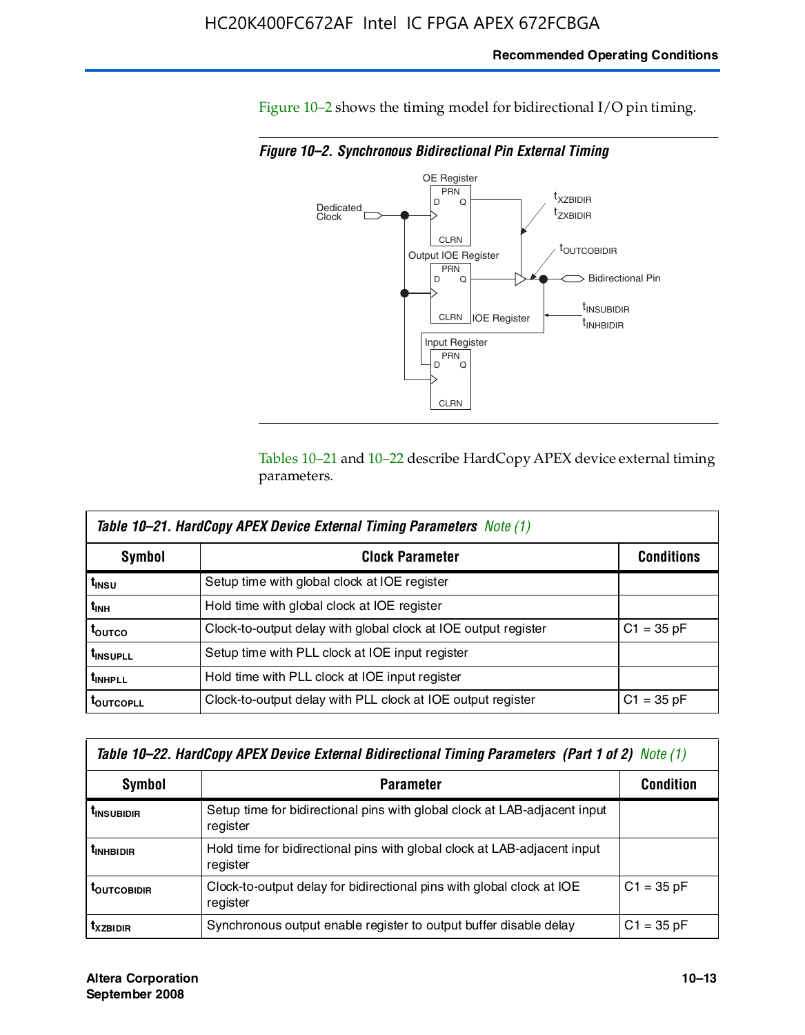Figure 10–2 shows the timing model for bidirectional I/O pin timing.

*Figure 10–2. Synchronous Bidirectional Pin External Timing*

Tables 10–21 and 10–22 describe HardCopy APEX device external timing parameters.

| *Table 10–21. HardCopy APEX Device External Timing Parameters Note (1)* | | |
|---|---|---|
| **Symbol** | **Clock Parameter** | **Conditions** |
| $t_{INSU}$ | Setup time with global clock at IOE register | |
| $t_{INH}$ | Hold time with global clock at IOE register | |
| $t_{OUTCO}$ | Clock-to-output delay with global clock at IOE output register | C1 = 35 pF |
| $t_{INSUPLL}$ | Setup time with PLL clock at IOE input register | |
| $t_{INHPLL}$ | Hold time with PLL clock at IOE input register | |
| $t_{OUTCOPLL}$ | Clock-to-output delay with PLL clock at IOE output register | C1 = 35 pF |

| *Table 10–22. HardCopy APEX Device External Bidirectional Timing Parameters (Part 1 of 2) Note (1)* | | |
|---|---|---|
| **Symbol** | **Parameter** | **Condition** |
| $t_{INSUBIDIR}$ | Setup time for bidirectional pins with global clock at LAB-adjacent input register | |
| $t_{INHBIDIR}$ | Hold time for bidirectional pins with global clock at LAB-adjacent input register | |
| $t_{OUTCOBIDIR}$ | Clock-to-output delay for bidirectional pins with global clock at IOE register | C1 = 35 pF |
| $t_{XZBIDIR}$ | Synchronous output enable register to output buffer disable delay | C1 = 35 pF |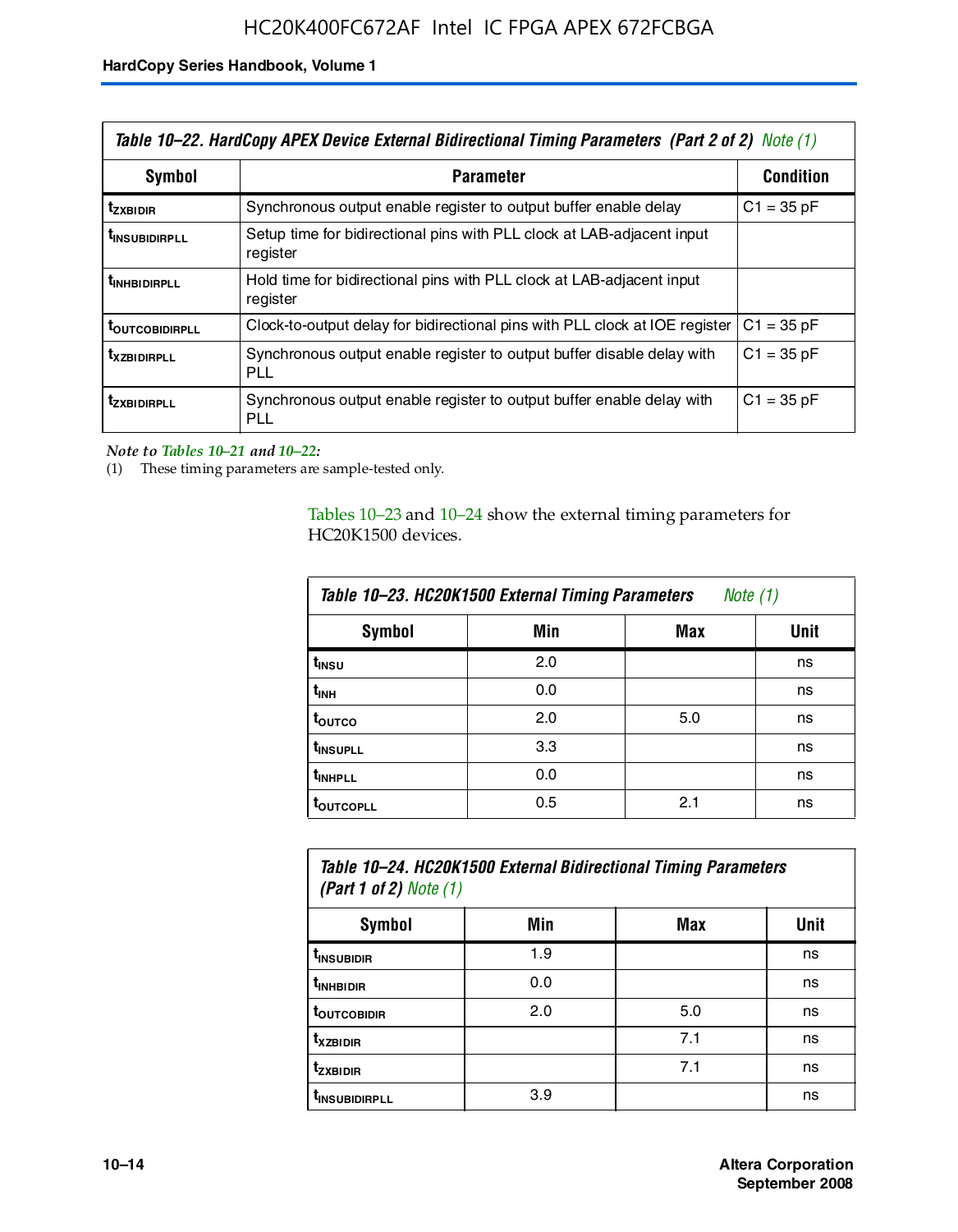| Table 10–22. HardCopy APEX Device External Bidirectional Timing Parameters (Part 2 of 2) Note (1) | | |
|---|---|---|
| **Symbol** | **Parameter** | **Condition** |
| $t_{ZXBIDIR}$ | Synchronous output enable register to output buffer enable delay | C1 = 35 pF |
| $t_{INSUBIDIRPLL}$ | Setup time for bidirectional pins with PLL clock at LAB-adjacent input register | |
| $t_{INHBIDIRPLL}$ | Hold time for bidirectional pins with PLL clock at LAB-adjacent input register | |
| $t_{OUTCOBIDIRPLL}$ | Clock-to-output delay for bidirectional pins with PLL clock at IOE register | C1 = 35 pF |
| $t_{XZBIDIRPLL}$ | Synchronous output enable register to output buffer disable delay with PLL | C1 = 35 pF |
| $t_{ZXBIDIRPLL}$ | Synchronous output enable register to output buffer enable delay with PLL | C1 = 35 pF |

*Note to Tables 10–21 and 10–22:*

(1) These timing parameters are sample-tested only.

Tables 10–23 and 10–24 show the external timing parameters for HC20K1500 devices.

| Table 10–23. HC20K1500 External Timing Parameters Note (1) | | | |
|---|---|---|---|
| **Symbol** | **Min** | **Max** | **Unit** |
| $t_{INSU}$ | 2.0 | | ns |
| $t_{INH}$ | 0.0 | | ns |
| $t_{OUTCO}$ | 2.0 | 5.0 | ns |
| $t_{INSUPLL}$ | 3.3 | | ns |
| $t_{INHPLL}$ | 0.0 | | ns |
| $t_{OUTCOPLL}$ | 0.5 | 2.1 | ns |

| Table 10–24. HC20K1500 External Bidirectional Timing Parameters (Part 1 of 2) Note (1) | | | |
|---|---|---|---|
| **Symbol** | **Min** | **Max** | **Unit** |
| $t_{INSUBIDIR}$ | 1.9 | | ns |
| $t_{INHBIDIR}$ | 0.0 | | ns |
| $t_{OUTCOBIDIR}$ | 2.0 | 5.0 | ns |
| $t_{XZBIDIR}$ | | 7.1 | ns |
| $t_{ZXBIDIR}$ | | 7.1 | ns |
| $t_{INSUBIDIRPLL}$ | 3.9 | | ns |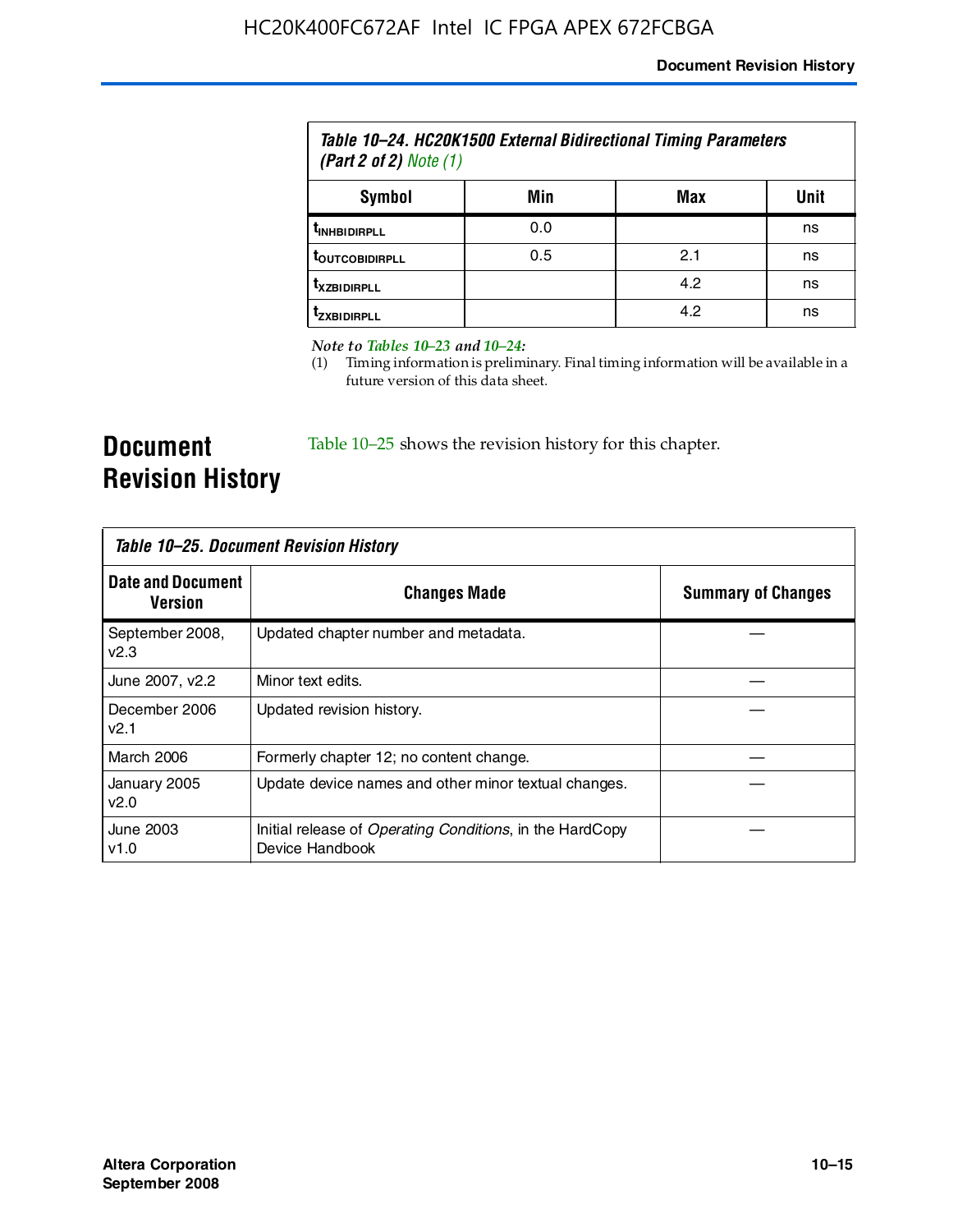**Table 10–24. HC20K1500 External Bidirectional Timing Parameters (Part 2 of 2)** *Note (1)*

| Symbol | Min | Max | Unit |
|---|---|---|---|
| $t_{INHBIDIRPLL}$ | 0.0 | | ns |
| $t_{OUTCOBIDIRPLL}$ | 0.5 | 2.1 | ns |
| $t_{XZBIDIRPLL}$ | | 4.2 | ns |
| $t_{ZXBIDIRPLL}$ | | 4.2 | ns |

*Note to Tables 10–23 and 10–24:*

(1) Timing information is preliminary. Final timing information will be available in a future version of this data sheet.

## Document Revision History

Table 10–25 shows the revision history for this chapter.

**Table 10–25. Document Revision History**

| Date and Document Version | Changes Made | Summary of Changes |
|---|---|---|
| September 2008, v2.3 | Updated chapter number and metadata. | — |
| June 2007, v2.2 | Minor text edits. | — |
| December 2006 v2.1 | Updated revision history. | — |
| March 2006 | Formerly chapter 12; no content change. | — |
| January 2005 v2.0 | Update device names and other minor textual changes. | — |
| June 2003 v1.0 | Initial release of *Operating Conditions*, in the HardCopy Device Handbook | — |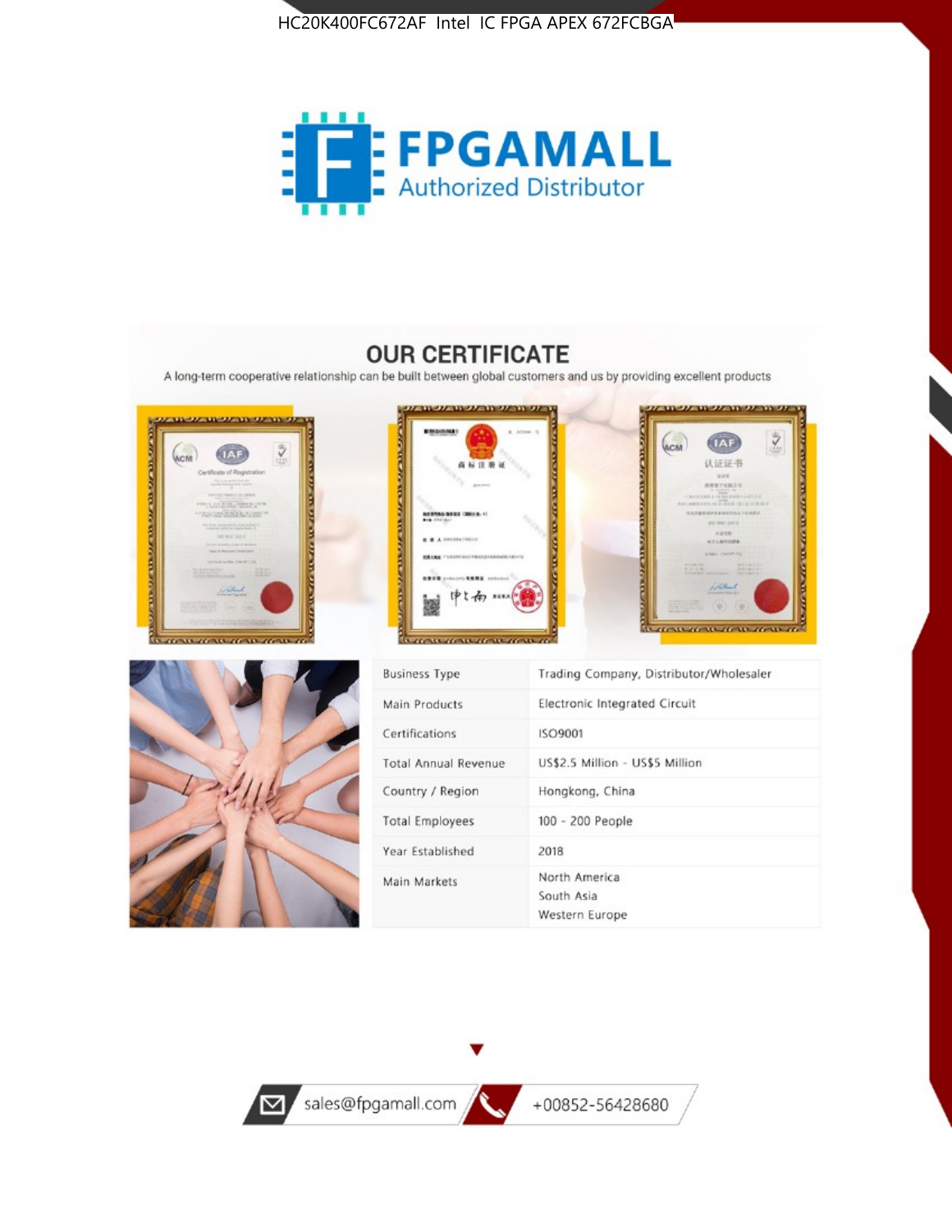FPGAMALL
Authorized Distributor

## OUR CERTIFICATE

A long-term cooperative relationship can be built between global customers and us by providing excellent products

| | |
|---|---|
| Business Type | Trading Company, Distributor/Wholesaler |
| Main Products | Electronic Integrated Circuit |
| Certifications | ISO9001 |
| Total Annual Revenue | US$2.5 Million - US$5 Million |
| Country / Region | Hongkong, China |
| Total Employees | 100 - 200 People |
| Year Established | 2018 |
| Main Markets | North America<br>South Asia<br>Western Europe |

sales@fpgamall.com +00852-56428680